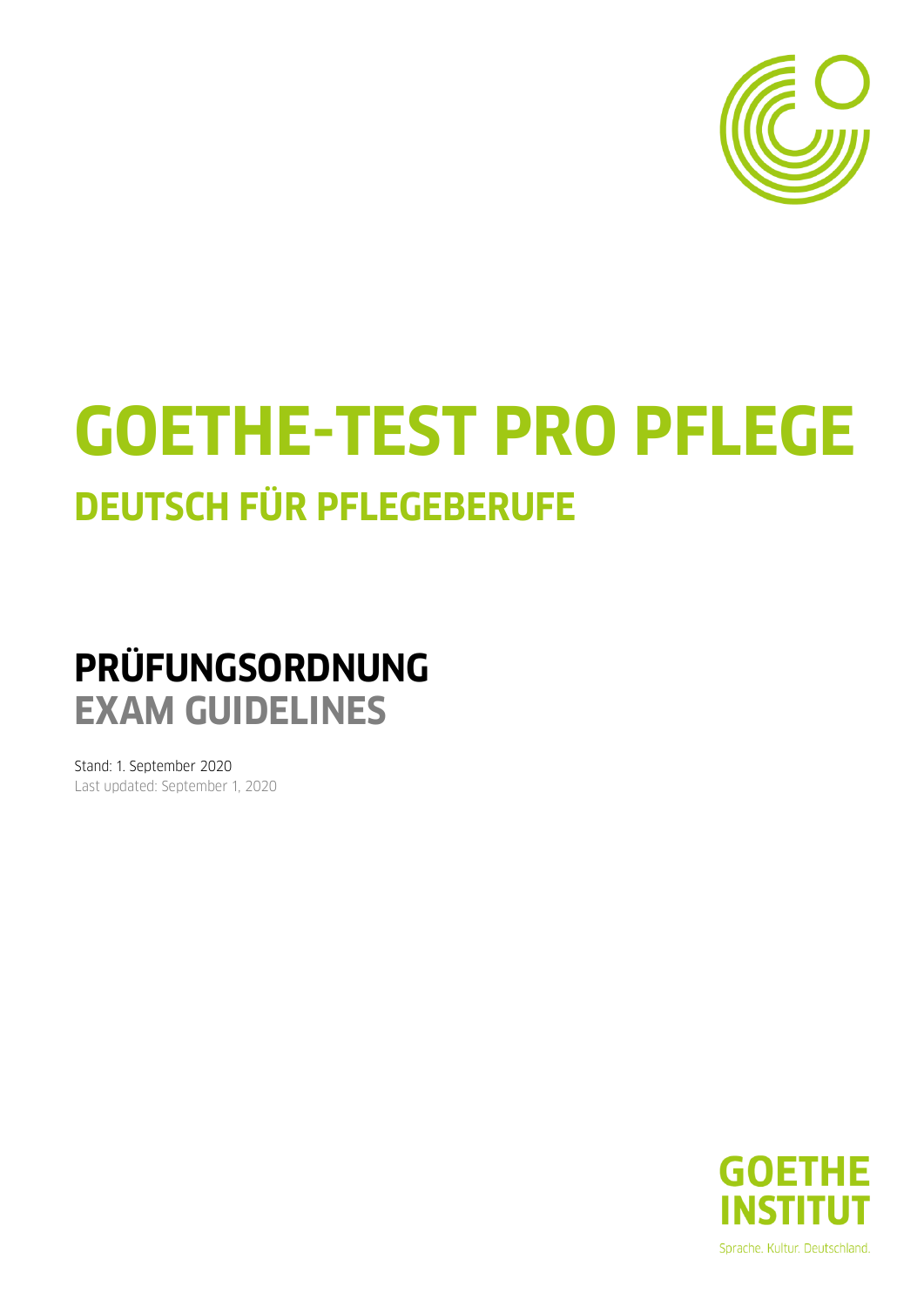# GOETHE-TEST PRO PFLEGE

## DEUTSCH FÜR PFLEGEBERUFE

## PRÜFUNGSORDNUNG

## EXAM GUIDELINES

Stand: 1. September 2020

Last updated: September 1, 2020

GOETHE INSTITUT

Sprache. Kultur. Deutschland.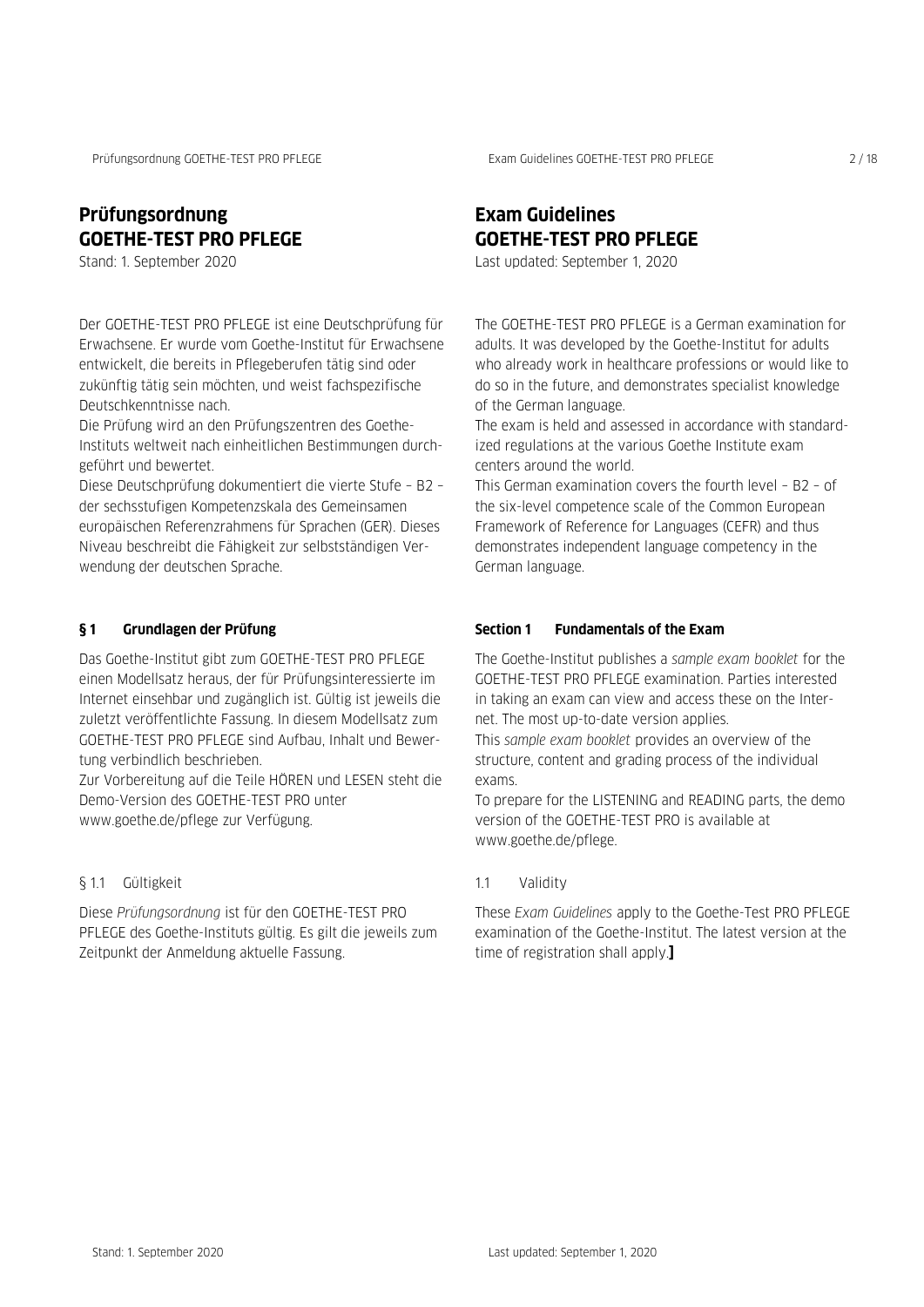# Prüfungsordnung GOETHE-TEST PRO PFLEGE

Stand: 1. September 2020

Der GOETHE-TEST PRO PFLEGE ist eine Deutschprüfung für Erwachsene. Er wurde vom Goethe-Institut für Erwachsene entwickelt, die bereits in Pflegeberufen tätig sind oder zukünftig tätig sein möchten, und weist fachspezifische Deutschkenntnisse nach.
Die Prüfung wird an den Prüfungszentren des Goethe-Instituts weltweit nach einheitlichen Bestimmungen durchgeführt und bewertet.
Diese Deutschprüfung dokumentiert die vierte Stufe – B2 – der sechsstufigen Kompetenzskala des Gemeinsamen europäischen Referenzrahmens für Sprachen (GER). Dieses Niveau beschreibt die Fähigkeit zur selbstständigen Verwendung der deutschen Sprache.

## § 1 Grundlagen der Prüfung

Das Goethe-Institut gibt zum GOETHE-TEST PRO PFLEGE einen Modellsatz heraus, der für Prüfungsinteressierte im Internet einsehbar und zugänglich ist. Gültig ist jeweils die zuletzt veröffentlichte Fassung. In diesem Modellsatz zum GOETHE-TEST PRO PFLEGE sind Aufbau, Inhalt und Bewertung verbindlich beschrieben.
Zur Vorbereitung auf die Teile HÖREN und LESEN steht die Demo-Version des GOETHE-TEST PRO unter www.goethe.de/pflege zur Verfügung.

### § 1.1 Gültigkeit

Diese *Prüfungsordnung* ist für den GOETHE-TEST PRO PFLEGE des Goethe-Instituts gültig. Es gilt die jeweils zum Zeitpunkt der Anmeldung aktuelle Fassung.

# Exam Guidelines GOETHE-TEST PRO PFLEGE

Last updated: September 1, 2020

The GOETHE-TEST PRO PFLEGE is a German examination for adults. It was developed by the Goethe-Institut for adults who already work in healthcare professions or would like to do so in the future, and demonstrates specialist knowledge of the German language.
The exam is held and assessed in accordance with standardized regulations at the various Goethe Institute exam centers around the world.
This German examination covers the fourth level – B2 – of the six-level competence scale of the Common European Framework of Reference for Languages (CEFR) and thus demonstrates independent language competency in the German language.

## Section 1 Fundamentals of the Exam

The Goethe-Institut publishes a *sample exam booklet* for the GOETHE-TEST PRO PFLEGE examination. Parties interested in taking an exam can view and access these on the Internet. The most up-to-date version applies.
This *sample exam booklet* provides an overview of the structure, content and grading process of the individual exams.
To prepare for the LISTENING and READING parts, the demo version of the GOETHE-TEST PRO is available at www.goethe.de/pflege.

### 1.1 Validity

These *Exam Guidelines* apply to the Goethe-Test PRO PFLEGE examination of the Goethe-Institut. The latest version at the time of registration shall apply.]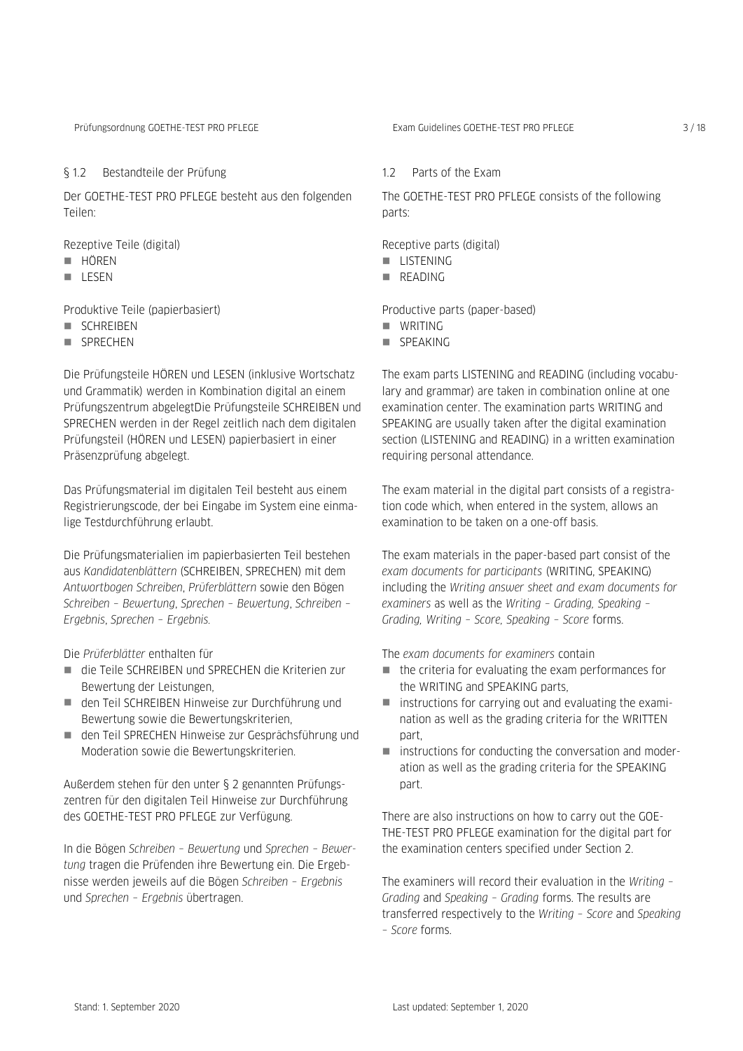## § 1.2 Bestandteile der Prüfung

Der GOETHE-TEST PRO PFLEGE besteht aus den folgenden Teilen:

Rezeptive Teile (digital)

- HÖREN
- LESEN

Produktive Teile (papierbasiert)

- SCHREIBEN
- SPRECHEN

Die Prüfungsteile HÖREN und LESEN (inklusive Wortschatz und Grammatik) werden in Kombination digital an einem Prüfungszentrum abgelegtDie Prüfungsteile SCHREIBEN und SPRECHEN werden in der Regel zeitlich nach dem digitalen Prüfungsteil (HÖREN und LESEN) papierbasiert in einer Präsenzprüfung abgelegt.

Das Prüfungsmaterial im digitalen Teil besteht aus einem Registrierungscode, der bei Eingabe im System eine einmalige Testdurchführung erlaubt.

Die Prüfungsmaterialien im papierbasierten Teil bestehen aus *Kandidatenblättern* (SCHREIBEN, SPRECHEN) mit dem *Antwortbogen Schreiben*, *Prüferblättern* sowie den Bögen *Schreiben – Bewertung*, *Sprechen – Bewertung*, *Schreiben – Ergebnis*, *Sprechen – Ergebnis*.

Die *Prüferblätter* enthalten für

- die Teile SCHREIBEN und SPRECHEN die Kriterien zur Bewertung der Leistungen,
- den Teil SCHREIBEN Hinweise zur Durchführung und Bewertung sowie die Bewertungskriterien,
- den Teil SPRECHEN Hinweise zur Gesprächsführung und Moderation sowie die Bewertungskriterien.

Außerdem stehen für den unter § 2 genannten Prüfungszentren für den digitalen Teil Hinweise zur Durchführung des GOETHE-TEST PRO PFLEGE zur Verfügung.

In die Bögen *Schreiben – Bewertung* und *Sprechen – Bewertung* tragen die Prüfenden ihre Bewertung ein. Die Ergebnisse werden jeweils auf die Bögen *Schreiben – Ergebnis* und *Sprechen – Ergebnis* übertragen.

## 1.2 Parts of the Exam

The GOETHE-TEST PRO PFLEGE consists of the following parts:

Receptive parts (digital)

- LISTENING
- READING

Productive parts (paper-based)

- WRITING
- SPEAKING

The exam parts LISTENING and READING (including vocabulary and grammar) are taken in combination online at one examination center. The examination parts WRITING and SPEAKING are usually taken after the digital examination section (LISTENING and READING) in a written examination requiring personal attendance.

The exam material in the digital part consists of a registration code which, when entered in the system, allows an examination to be taken on a one-off basis.

The exam materials in the paper-based part consist of the *exam documents for participants* (WRITING, SPEAKING) including the *Writing answer sheet and exam documents for examiners* as well as the *Writing – Grading, Speaking – Grading, Writing – Score, Speaking – Score* forms.

The *exam documents for examiners* contain

- the criteria for evaluating the exam performances for the WRITING and SPEAKING parts,
- instructions for carrying out and evaluating the examination as well as the grading criteria for the WRITTEN part,
- instructions for conducting the conversation and moderation as well as the grading criteria for the SPEAKING part.

There are also instructions on how to carry out the GOETHE-TEST PRO PFLEGE examination for the digital part for the examination centers specified under Section 2.

The examiners will record their evaluation in the *Writing – Grading* and *Speaking – Grading* forms. The results are transferred respectively to the *Writing – Score* and *Speaking – Score* forms.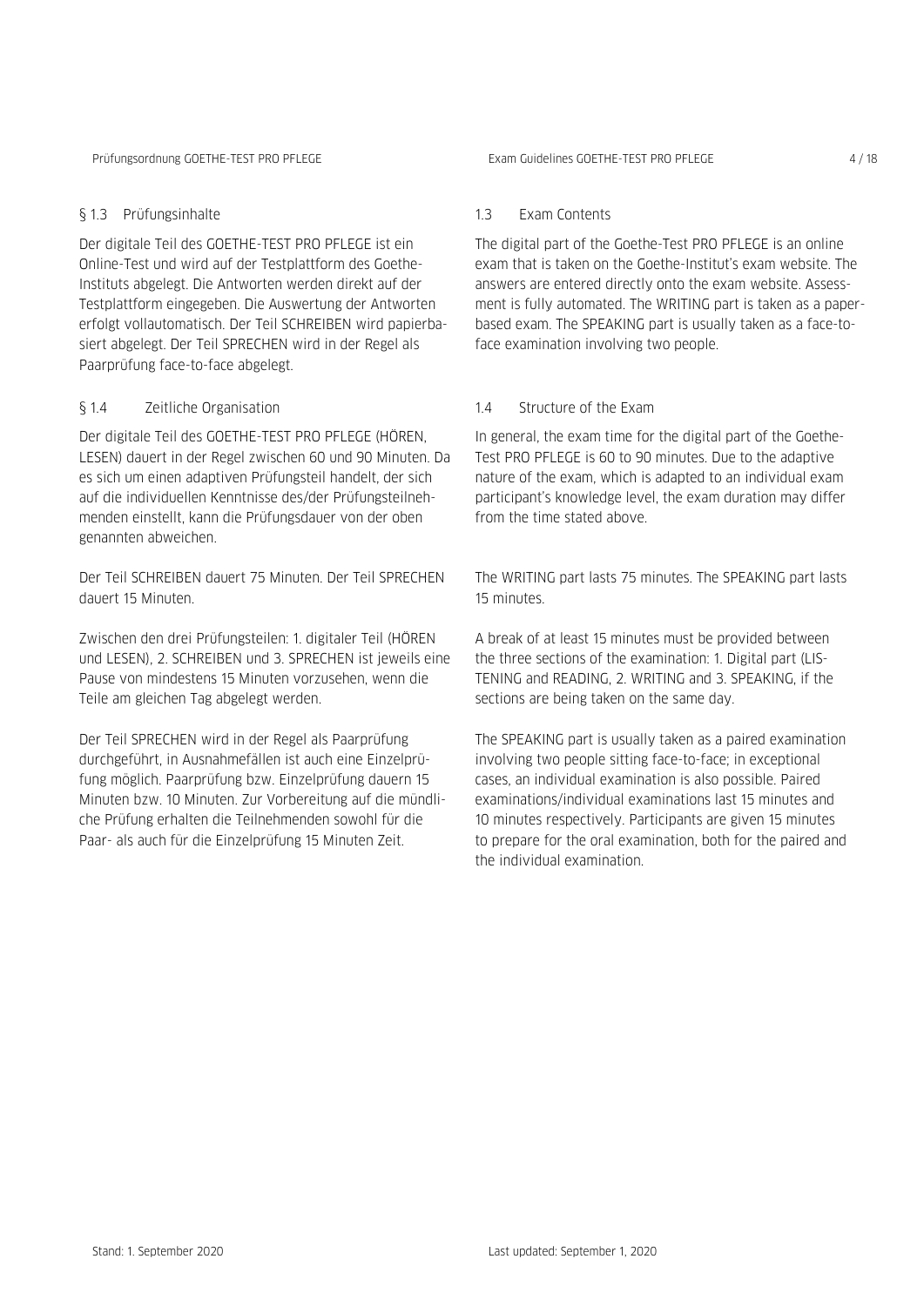## § 1.3 Prüfungsinhalte

Der digitale Teil des GOETHE-TEST PRO PFLEGE ist ein Online-Test und wird auf der Testplattform des Goethe-Instituts abgelegt. Die Antworten werden direkt auf der Testplattform eingegeben. Die Auswertung der Antworten erfolgt vollautomatisch. Der Teil SCHREIBEN wird papierbasiert abgelegt. Der Teil SPRECHEN wird in der Regel als Paarprüfung face-to-face abgelegt.

## § 1.4 Zeitliche Organisation

Der digitale Teil des GOETHE-TEST PRO PFLEGE (HÖREN, LESEN) dauert in der Regel zwischen 60 und 90 Minuten. Da es sich um einen adaptiven Prüfungsteil handelt, der sich auf die individuellen Kenntnisse des/der Prüfungsteilnehmenden einstellt, kann die Prüfungsdauer von der oben genannten abweichen.

Der Teil SCHREIBEN dauert 75 Minuten. Der Teil SPRECHEN dauert 15 Minuten.

Zwischen den drei Prüfungsteilen: 1. digitaler Teil (HÖREN und LESEN), 2. SCHREIBEN und 3. SPRECHEN ist jeweils eine Pause von mindestens 15 Minuten vorzusehen, wenn die Teile am gleichen Tag abgelegt werden.

Der Teil SPRECHEN wird in der Regel als Paarprüfung durchgeführt, in Ausnahmefällen ist auch eine Einzelprüfung möglich. Paarprüfung bzw. Einzelprüfung dauern 15 Minuten bzw. 10 Minuten. Zur Vorbereitung auf die mündliche Prüfung erhalten die Teilnehmenden sowohl für die Paar- als auch für die Einzelprüfung 15 Minuten Zeit.

## 1.3 Exam Contents

The digital part of the Goethe-Test PRO PFLEGE is an online exam that is taken on the Goethe-Institut's exam website. The answers are entered directly onto the exam website. Assessment is fully automated. The WRITING part is taken as a paper-based exam. The SPEAKING part is usually taken as a face-to-face examination involving two people.

## 1.4 Structure of the Exam

In general, the exam time for the digital part of the Goethe-Test PRO PFLEGE is 60 to 90 minutes. Due to the adaptive nature of the exam, which is adapted to an individual exam participant's knowledge level, the exam duration may differ from the time stated above.

The WRITING part lasts 75 minutes. The SPEAKING part lasts 15 minutes.

A break of at least 15 minutes must be provided between the three sections of the examination: 1. Digital part (LISTENING and READING, 2. WRITING and 3. SPEAKING, if the sections are being taken on the same day.

The SPEAKING part is usually taken as a paired examination involving two people sitting face-to-face; in exceptional cases, an individual examination is also possible. Paired examinations/individual examinations last 15 minutes and 10 minutes respectively. Participants are given 15 minutes to prepare for the oral examination, both for the paired and the individual examination.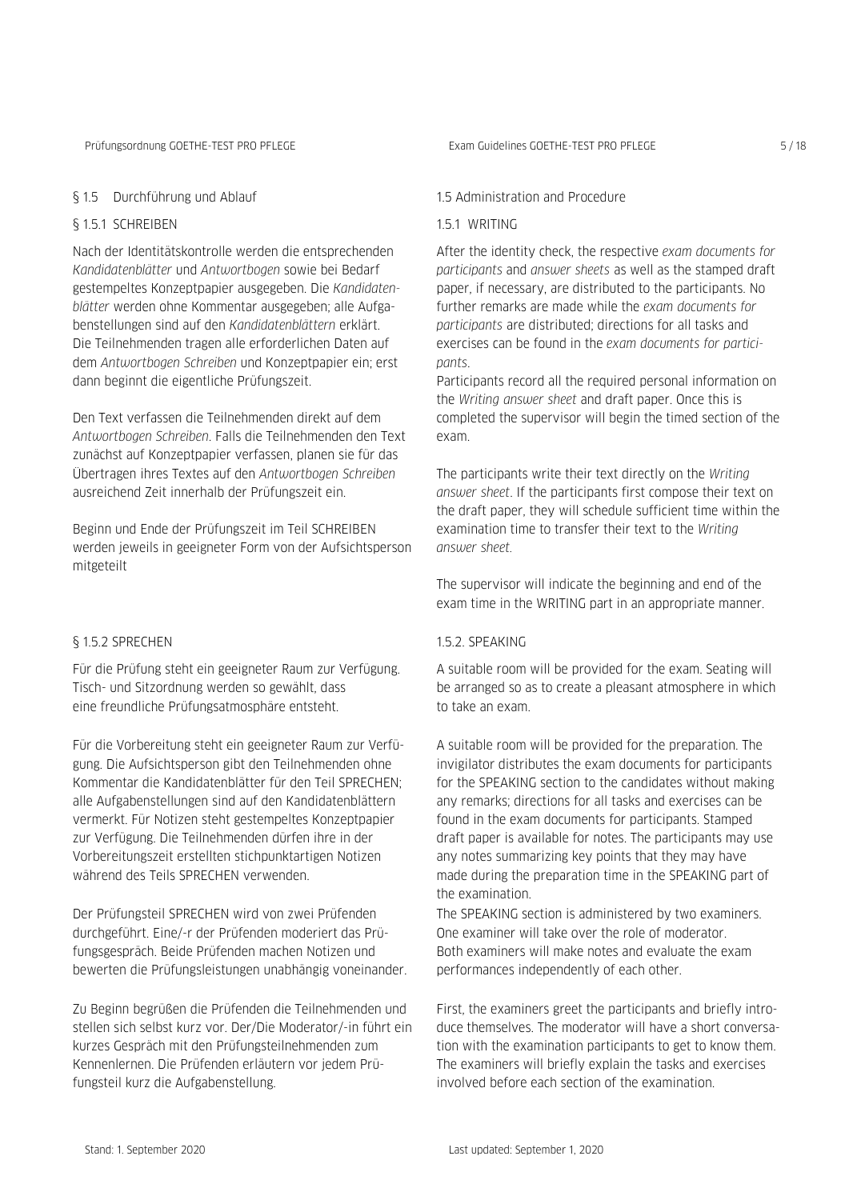## § 1.5 Durchführung und Ablauf

### § 1.5.1 SCHREIBEN

Nach der Identitätskontrolle werden die entsprechenden *Kandidatenblätter* und *Antwortbogen* sowie bei Bedarf gestempeltes Konzeptpapier ausgegeben. Die *Kandidatenblätter* werden ohne Kommentar ausgegeben; alle Aufgabenstellungen sind auf den *Kandidatenblättern* erklärt. Die Teilnehmenden tragen alle erforderlichen Daten auf dem *Antwortbogen Schreiben* und Konzeptpapier ein; erst dann beginnt die eigentliche Prüfungszeit.

Den Text verfassen die Teilnehmenden direkt auf dem *Antwortbogen Schreiben*. Falls die Teilnehmenden den Text zunächst auf Konzeptpapier verfassen, planen sie für das Übertragen ihres Textes auf den *Antwortbogen Schreiben* ausreichend Zeit innerhalb der Prüfungszeit ein.

Beginn und Ende der Prüfungszeit im Teil SCHREIBEN werden jeweils in geeigneter Form von der Aufsichtsperson mitgeteilt

### § 1.5.2 SPRECHEN

Für die Prüfung steht ein geeigneter Raum zur Verfügung. Tisch- und Sitzordnung werden so gewählt, dass eine freundliche Prüfungsatmosphäre entsteht.

Für die Vorbereitung steht ein geeigneter Raum zur Verfügung. Die Aufsichtsperson gibt den Teilnehmenden ohne Kommentar die Kandidatenblätter für den Teil SPRECHEN; alle Aufgabenstellungen sind auf den Kandidatenblättern vermerkt. Für Notizen steht gestempeltes Konzeptpapier zur Verfügung. Die Teilnehmenden dürfen ihre in der Vorbereitungszeit erstellten stichpunktartigen Notizen während des Teils SPRECHEN verwenden.

Der Prüfungsteil SPRECHEN wird von zwei Prüfenden durchgeführt. Eine/-r der Prüfenden moderiert das Prüfungsgespräch. Beide Prüfenden machen Notizen und bewerten die Prüfungsleistungen unabhängig voneinander.

Zu Beginn begrüßen die Prüfenden die Teilnehmenden und stellen sich selbst kurz vor. Der/Die Moderator/-in führt ein kurzes Gespräch mit den Prüfungsteilnehmenden zum Kennenlernen. Die Prüfenden erläutern vor jedem Prüfungsteil kurz die Aufgabenstellung.

## 1.5 Administration and Procedure

### 1.5.1 WRITING

After the identity check, the respective *exam documents for participants* and *answer sheets* as well as the stamped draft paper, if necessary, are distributed to the participants. No further remarks are made while the *exam documents for participants* are distributed; directions for all tasks and exercises can be found in the *exam documents for participants*.

Participants record all the required personal information on the *Writing answer sheet* and draft paper. Once this is completed the supervisor will begin the timed section of the exam.

The participants write their text directly on the *Writing answer sheet*. If the participants first compose their text on the draft paper, they will schedule sufficient time within the examination time to transfer their text to the *Writing answer sheet.*

The supervisor will indicate the beginning and end of the exam time in the WRITING part in an appropriate manner.

### 1.5.2. SPEAKING

A suitable room will be provided for the exam. Seating will be arranged so as to create a pleasant atmosphere in which to take an exam.

A suitable room will be provided for the preparation. The invigilator distributes the exam documents for participants for the SPEAKING section to the candidates without making any remarks; directions for all tasks and exercises can be found in the exam documents for participants. Stamped draft paper is available for notes. The participants may use any notes summarizing key points that they may have made during the preparation time in the SPEAKING part of the examination.

The SPEAKING section is administered by two examiners. One examiner will take over the role of moderator. Both examiners will make notes and evaluate the exam performances independently of each other.

First, the examiners greet the participants and briefly introduce themselves. The moderator will have a short conversation with the examination participants to get to know them. The examiners will briefly explain the tasks and exercises involved before each section of the examination.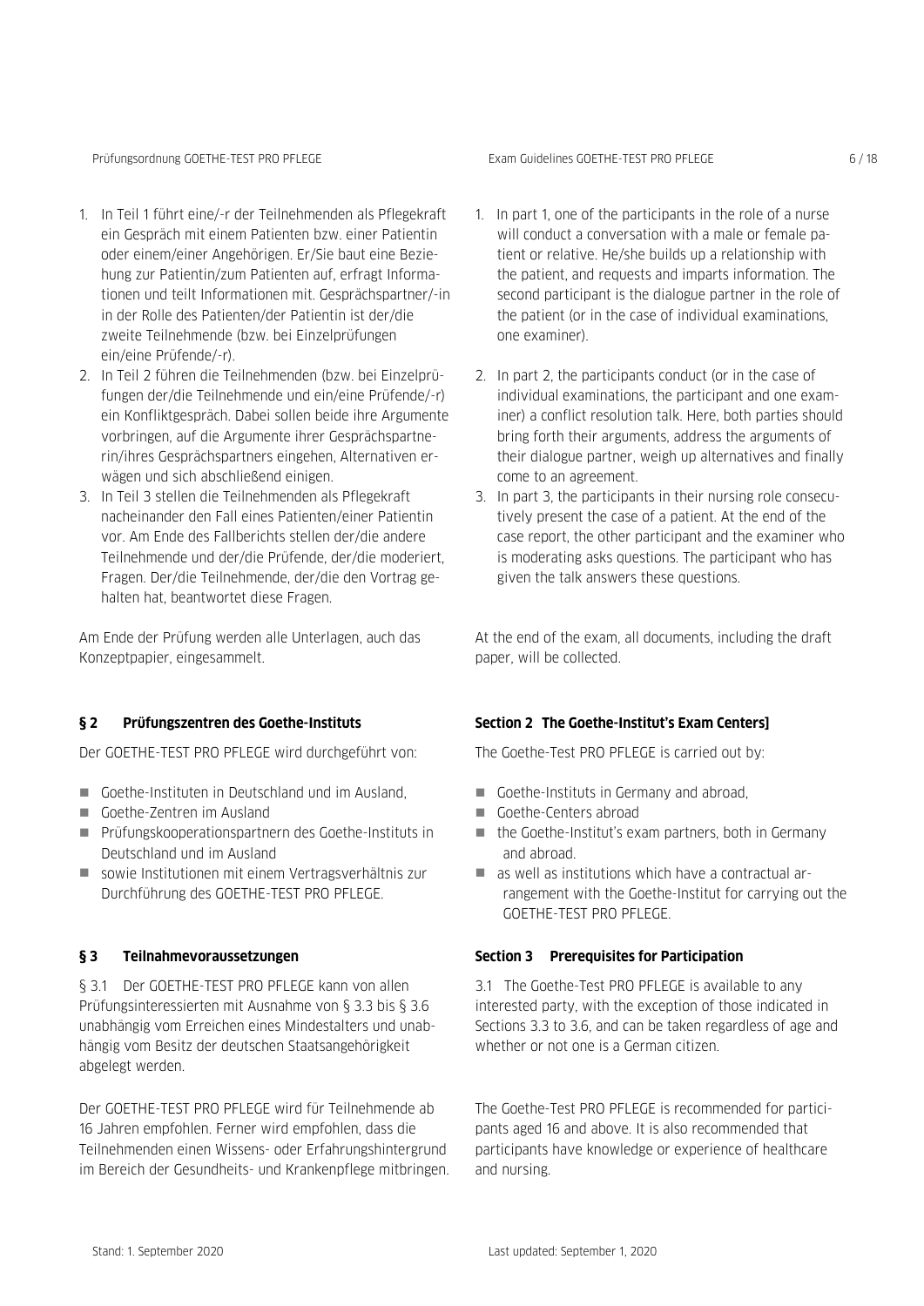1. In Teil 1 führt eine/-r der Teilnehmenden als Pflegekraft ein Gespräch mit einem Patienten bzw. einer Patientin oder einem/einer Angehörigen. Er/Sie baut eine Beziehung zur Patientin/zum Patienten auf, erfragt Informationen und teilt Informationen mit. Gesprächspartner/-in in der Rolle des Patienten/der Patientin ist der/die zweite Teilnehmende (bzw. bei Einzelprüfungen ein/eine Prüfende/-r).
2. In Teil 2 führen die Teilnehmenden (bzw. bei Einzelprüfungen der/die Teilnehmende und ein/eine Prüfende/-r) ein Konfliktgespräch. Dabei sollen beide ihre Argumente vorbringen, auf die Argumente ihrer Gesprächspartnerin/ihres Gesprächspartners eingehen, Alternativen erwägen und sich abschließend einigen.
3. In Teil 3 stellen die Teilnehmenden als Pflegekraft nacheinander den Fall eines Patienten/einer Patientin vor. Am Ende des Fallberichts stellen der/die andere Teilnehmende und der/die Prüfende, der/die moderiert, Fragen. Der/Die Teilnehmende, der/die den Vortrag gehalten hat, beantwortet diese Fragen.

Am Ende der Prüfung werden alle Unterlagen, auch das Konzeptpapier, eingesammelt.

1. In part 1, one of the participants in the role of a nurse will conduct a conversation with a male or female patient or relative. He/she builds up a relationship with the patient, and requests and imparts information. The second participant is the dialogue partner in the role of the patient (or in the case of individual examinations, one examiner).
2. In part 2, the participants conduct (or in the case of individual examinations, the participant and one examiner) a conflict resolution talk. Here, both parties should bring forth their arguments, address the arguments of their dialogue partner, weigh up alternatives and finally come to an agreement.
3. In part 3, the participants in their nursing role consecutively present the case of a patient. At the end of the case report, the other participant and the examiner who is moderating asks questions. The participant who has given the talk answers these questions.

At the end of the exam, all documents, including the draft paper, will be collected.

## § 2 Prüfungszentren des Goethe-Instituts

Der GOETHE-TEST PRO PFLEGE wird durchgeführt von:

- Goethe-Instituten in Deutschland und im Ausland,
- Goethe-Zentren im Ausland
- Prüfungskooperationspartnern des Goethe-Instituts in Deutschland und im Ausland
- sowie Institutionen mit einem Vertragsverhältnis zur Durchführung des GOETHE-TEST PRO PFLEGE.

## Section 2 The Goethe-Institut's Exam Centers]

The Goethe-Test PRO PFLEGE is carried out by:

- Goethe-Instituts in Germany and abroad,
- Goethe-Centers abroad
- the Goethe-Institut's exam partners, both in Germany and abroad.
- as well as institutions which have a contractual arrangement with the Goethe-Institut for carrying out the GOETHE-TEST PRO PFLEGE.

## § 3 Teilnahmevoraussetzungen

§ 3.1 Der GOETHE-TEST PRO PFLEGE kann von allen Prüfungsinteressierten mit Ausnahme von § 3.3 bis § 3.6 unabhängig vom Erreichen eines Mindestalters und unabhängig vom Besitz der deutschen Staatsangehörigkeit abgelegt werden.

Der GOETHE-TEST PRO PFLEGE wird für Teilnehmende ab 16 Jahren empfohlen. Ferner wird empfohlen, dass die Teilnehmenden einen Wissens- oder Erfahrungshintergrund im Bereich der Gesundheits- und Krankenpflege mitbringen.

## Section 3 Prerequisites for Participation

3.1 The Goethe-Test PRO PFLEGE is available to any interested party, with the exception of those indicated in Sections 3.3 to 3.6, and can be taken regardless of age and whether or not one is a German citizen.

The Goethe-Test PRO PFLEGE is recommended for participants aged 16 and above. It is also recommended that participants have knowledge or experience of healthcare and nursing.

Stand: 1. September 2020

Last updated: September 1, 2020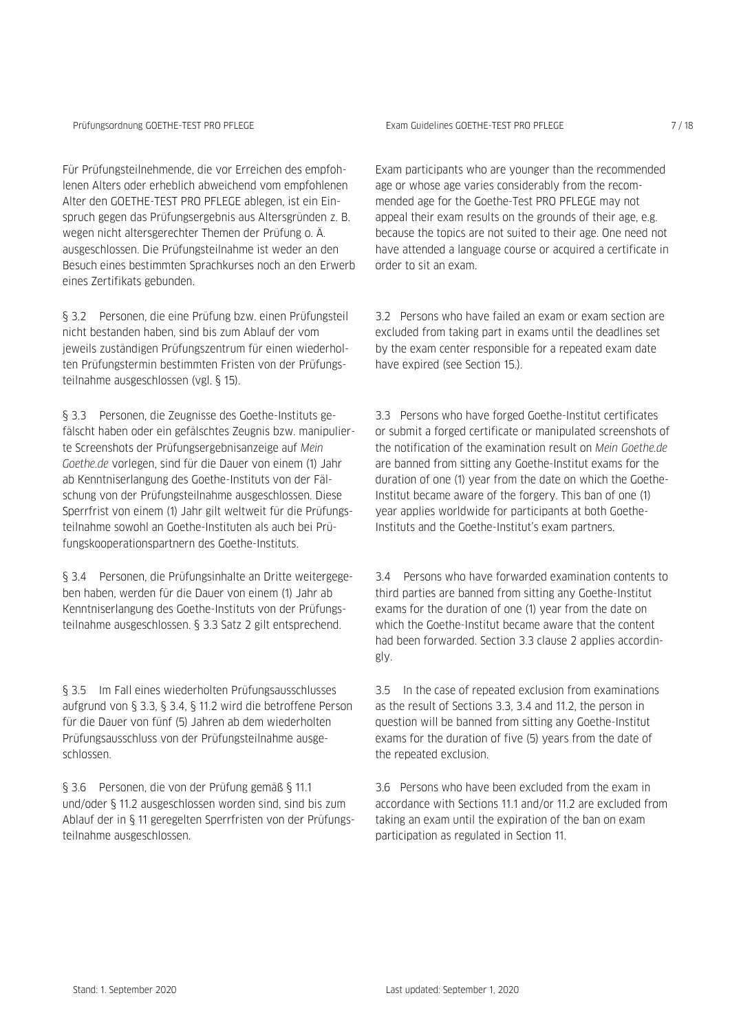Für Prüfungsteilnehmende, die vor Erreichen des empfohlenen Alters oder erheblich abweichend vom empfohlenen Alter den GOETHE-TEST PRO PFLEGE ablegen, ist ein Einspruch gegen das Prüfungsergebnis aus Altersgründen z. B. wegen nicht altersgerechter Themen der Prüfung o. Ä. ausgeschlossen. Die Prüfungsteilnahme ist weder an den Besuch eines bestimmten Sprachkurses noch an den Erwerb eines Zertifikats gebunden.

§ 3.2 Personen, die eine Prüfung bzw. einen Prüfungsteil nicht bestanden haben, sind bis zum Ablauf der vom jeweils zuständigen Prüfungszentrum für einen wiederholten Prüfungstermin bestimmten Fristen von der Prüfungsteilnahme ausgeschlossen (vgl. § 15).

§ 3.3 Personen, die Zeugnisse des Goethe-Instituts gefälscht haben oder ein gefälschtes Zeugnis bzw. manipulierte Screenshots der Prüfungsergebnisanzeige auf *Mein Goethe.de* vorlegen, sind für die Dauer von einem (1) Jahr ab Kenntniserlangung des Goethe-Instituts von der Fälschung von der Prüfungsteilnahme ausgeschlossen. Diese Sperrfrist von einem (1) Jahr gilt weltweit für die Prüfungsteilnahme sowohl an Goethe-Instituten als auch bei Prüfungskooperationspartnern des Goethe-Instituts.

§ 3.4 Personen, die Prüfungsinhalte an Dritte weitergegeben haben, werden für die Dauer von einem (1) Jahr ab Kenntniserlangung des Goethe-Instituts von der Prüfungsteilnahme ausgeschlossen. § 3.3 Satz 2 gilt entsprechend.

§ 3.5 Im Fall eines wiederholten Prüfungsausschlusses aufgrund von § 3.3, § 3.4, § 11.2 wird die betroffene Person für die Dauer von fünf (5) Jahren ab dem wiederholten Prüfungsausschluss von der Prüfungsteilnahme ausgeschlossen.

§ 3.6 Personen, die von der Prüfung gemäß § 11.1 und/oder § 11.2 ausgeschlossen worden sind, sind bis zum Ablauf der in § 11 geregelten Sperrfristen von der Prüfungsteilnahme ausgeschlossen.

Exam participants who are younger than the recommended age or whose age varies considerably from the recommended age for the Goethe-Test PRO PFLEGE may not appeal their exam results on the grounds of their age, e.g. because the topics are not suited to their age. One need not have attended a language course or acquired a certificate in order to sit an exam.

3.2 Persons who have failed an exam or exam section are excluded from taking part in exams until the deadlines set by the exam center responsible for a repeated exam date have expired (see Section 15.).

3.3 Persons who have forged Goethe-Institut certificates or submit a forged certificate or manipulated screenshots of the notification of the examination result on *Mein Goethe.de* are banned from sitting any Goethe-Institut exams for the duration of one (1) year from the date on which the Goethe-Institut became aware of the forgery. This ban of one (1) year applies worldwide for participants at both Goethe-Instituts and the Goethe-Institut's exam partners.

3.4 Persons who have forwarded examination contents to third parties are banned from sitting any Goethe-Institut exams for the duration of one (1) year from the date on which the Goethe-Institut became aware that the content had been forwarded. Section 3.3 clause 2 applies accordingly.

3.5 In the case of repeated exclusion from examinations as the result of Sections 3.3, 3.4 and 11.2, the person in question will be banned from sitting any Goethe-Institut exams for the duration of five (5) years from the date of the repeated exclusion.

3.6 Persons who have been excluded from the exam in accordance with Sections 11.1 and/or 11.2 are excluded from taking an exam until the expiration of the ban on exam participation as regulated in Section 11.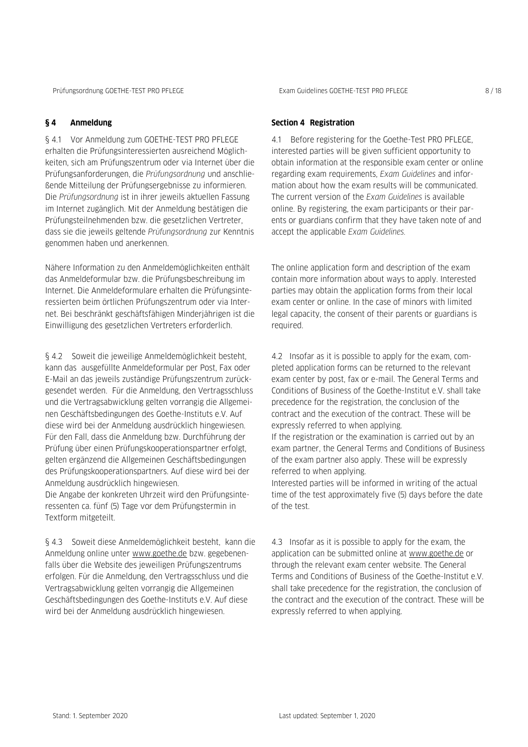## § 4 Anmeldung

§ 4.1 Vor Anmeldung zum GOETHE-TEST PRO PFLEGE erhalten die Prüfungsinteressierten ausreichend Möglichkeiten, sich am Prüfungszentrum oder via Internet über die Prüfungsanforderungen, die *Prüfungsordnung* und anschließende Mitteilung der Prüfungsergebnisse zu informieren. Die *Prüfungsordnung* ist in ihrer jeweils aktuellen Fassung im Internet zugänglich. Mit der Anmeldung bestätigen die Prüfungsteilnehmenden bzw. die gesetzlichen Vertreter, dass sie die jeweils geltende *Prüfungsordnung* zur Kenntnis genommen haben und anerkennen.

Nähere Information zu den Anmeldemöglichkeiten enthält das Anmeldeformular bzw. die Prüfungsbeschreibung im Internet. Die Anmeldeformulare erhalten die Prüfungsinteressierten beim örtlichen Prüfungszentrum oder via Internet. Bei beschränkt geschäftsfähigen Minderjährigen ist die Einwilligung des gesetzlichen Vertreters erforderlich.

§ 4.2 Soweit die jeweilige Anmeldemöglichkeit besteht, kann das ausgefüllte Anmeldeformular per Post, Fax oder E-Mail an das jeweils zuständige Prüfungszentrum zurückgesendet werden. Für die Anmeldung, den Vertragsschluss und die Vertragsabwicklung gelten vorrangig die Allgemeinen Geschäftsbedingungen des Goethe-Instituts e.V. Auf diese wird bei der Anmeldung ausdrücklich hingewiesen. Für den Fall, dass die Anmeldung bzw. Durchführung der Prüfung über einen Prüfungskooperationspartner erfolgt, gelten ergänzend die Allgemeinen Geschäftsbedingungen des Prüfungskooperationspartners. Auf diese wird bei der Anmeldung ausdrücklich hingewiesen.
Die Angabe der konkreten Uhrzeit wird den Prüfungsinteressenten ca. fünf (5) Tage vor dem Prüfungstermin in Textform mitgeteilt.

§ 4.3 Soweit diese Anmeldemöglichkeit besteht, kann die Anmeldung online unter www.goethe.de bzw. gegebenenfalls über die Website des jeweiligen Prüfungszentrums erfolgen. Für die Anmeldung, den Vertragsschluss und die Vertragsabwicklung gelten vorrangig die Allgemeinen Geschäftsbedingungen des Goethe-Instituts e.V. Auf diese wird bei der Anmeldung ausdrücklich hingewiesen.

## Section 4 Registration

4.1 Before registering for the Goethe-Test PRO PFLEGE, interested parties will be given sufficient opportunity to obtain information at the responsible exam center or online regarding exam requirements, *Exam Guidelines* and information about how the exam results will be communicated. The current version of the *Exam Guidelines* is available online. By registering, the exam participants or their parents or guardians confirm that they have taken note of and accept the applicable *Exam Guidelines.*

The online application form and description of the exam contain more information about ways to apply. Interested parties may obtain the application forms from their local exam center or online. In the case of minors with limited legal capacity, the consent of their parents or guardians is required.

4.2 Insofar as it is possible to apply for the exam, completed application forms can be returned to the relevant exam center by post, fax or e-mail. The General Terms and Conditions of Business of the Goethe-Institut e.V. shall take precedence for the registration, the conclusion of the contract and the execution of the contract. These will be expressly referred to when applying.
If the registration or the examination is carried out by an exam partner, the General Terms and Conditions of Business of the exam partner also apply. These will be expressly referred to when applying.
Interested parties will be informed in writing of the actual time of the test approximately five (5) days before the date of the test.

4.3 Insofar as it is possible to apply for the exam, the application can be submitted online at www.goethe.de or through the relevant exam center website. The General Terms and Conditions of Business of the Goethe-Institut e.V. shall take precedence for the registration, the conclusion of the contract and the execution of the contract. These will be expressly referred to when applying.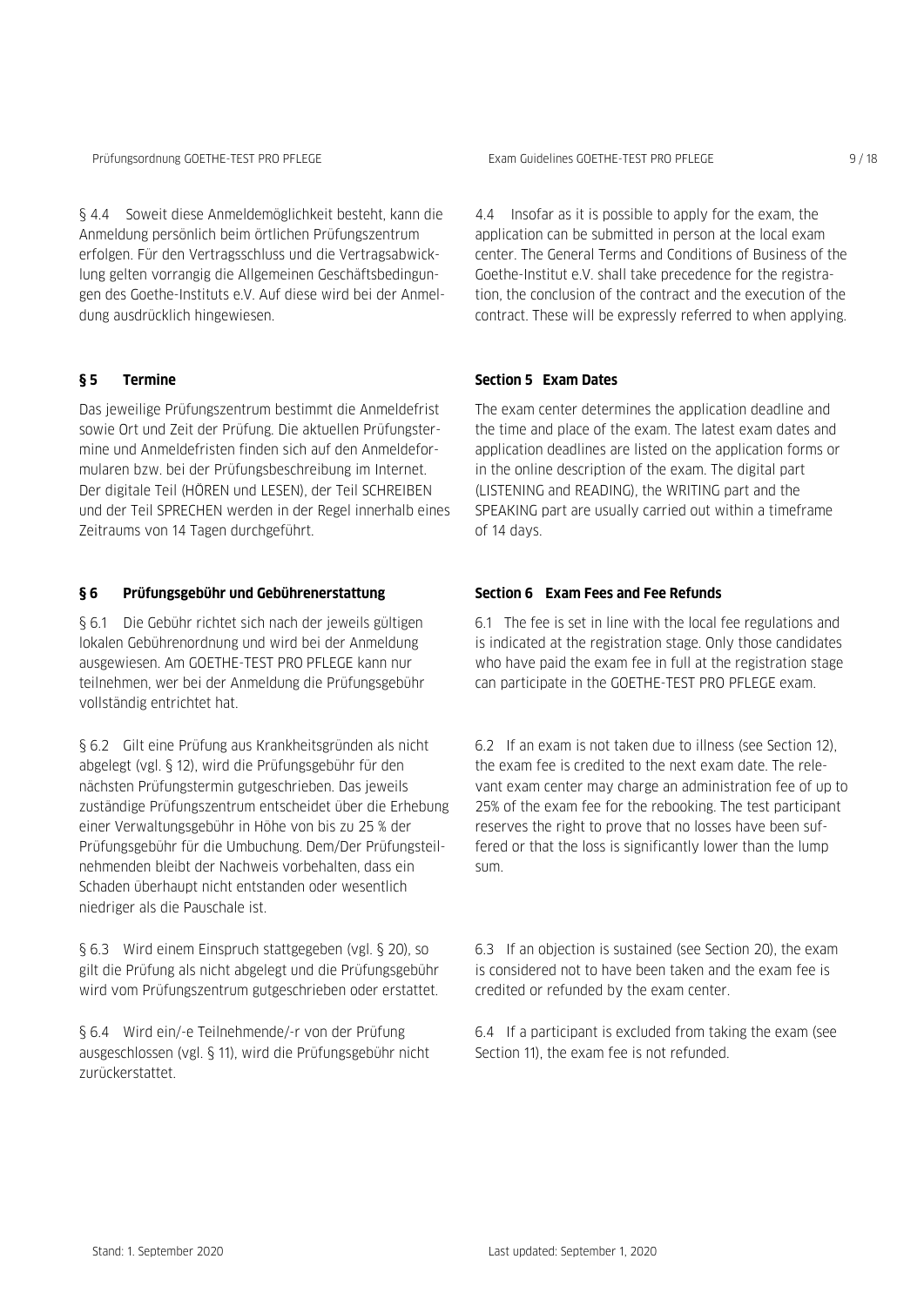§ 4.4 Soweit diese Anmeldemöglichkeit besteht, kann die Anmeldung persönlich beim örtlichen Prüfungszentrum erfolgen. Für den Vertragsschluss und die Vertragsabwicklung gelten vorrangig die Allgemeinen Geschäftsbedingungen des Goethe-Instituts e.V. Auf diese wird bei der Anmeldung ausdrücklich hingewiesen.

4.4 Insofar as it is possible to apply for the exam, the application can be submitted in person at the local exam center. The General Terms and Conditions of Business of the Goethe-Institut e.V. shall take precedence for the registration, the conclusion of the contract and the execution of the contract. These will be expressly referred to when applying.

## § 5 Termine

Das jeweilige Prüfungszentrum bestimmt die Anmeldefrist sowie Ort und Zeit der Prüfung. Die aktuellen Prüfungstermine und Anmeldefristen finden sich auf den Anmeldeformularen bzw. bei der Prüfungsbeschreibung im Internet. Der digitale Teil (HÖREN und LESEN), der Teil SCHREIBEN und der Teil SPRECHEN werden in der Regel innerhalb eines Zeitraums von 14 Tagen durchgeführt.

## Section 5 Exam Dates

The exam center determines the application deadline and the time and place of the exam. The latest exam dates and application deadlines are listed on the application forms or in the online description of the exam. The digital part (LISTENING and READING), the WRITING part and the SPEAKING part are usually carried out within a timeframe of 14 days.

## § 6 Prüfungsgebühr und Gebührenerstattung

§ 6.1 Die Gebühr richtet sich nach der jeweils gültigen lokalen Gebührenordnung und wird bei der Anmeldung ausgewiesen. Am GOETHE-TEST PRO PFLEGE kann nur teilnehmen, wer bei der Anmeldung die Prüfungsgebühr vollständig entrichtet hat.

§ 6.2 Gilt eine Prüfung aus Krankheitsgründen als nicht abgelegt (vgl. § 12), wird die Prüfungsgebühr für den nächsten Prüfungstermin gutgeschrieben. Das jeweils zuständige Prüfungszentrum entscheidet über die Erhebung einer Verwaltungsgebühr in Höhe von bis zu 25 % der Prüfungsgebühr für die Umbuchung. Dem/Der Prüfungsteilnehmenden bleibt der Nachweis vorbehalten, dass ein Schaden überhaupt nicht entstanden oder wesentlich niedriger als die Pauschale ist.

§ 6.3 Wird einem Einspruch stattgegeben (vgl. § 20), so gilt die Prüfung als nicht abgelegt und die Prüfungsgebühr wird vom Prüfungszentrum gutgeschrieben oder erstattet.

§ 6.4 Wird ein/-e Teilnehmende/-r von der Prüfung ausgeschlossen (vgl. § 11), wird die Prüfungsgebühr nicht zurückerstattet.

## Section 6 Exam Fees and Fee Refunds

6.1 The fee is set in line with the local fee regulations and is indicated at the registration stage. Only those candidates who have paid the exam fee in full at the registration stage can participate in the GOETHE-TEST PRO PFLEGE exam.

6.2 If an exam is not taken due to illness (see Section 12), the exam fee is credited to the next exam date. The relevant exam center may charge an administration fee of up to 25% of the exam fee for the rebooking. The test participant reserves the right to prove that no losses have been suffered or that the loss is significantly lower than the lump sum.

6.3 If an objection is sustained (see Section 20), the exam is considered not to have been taken and the exam fee is credited or refunded by the exam center.

6.4 If a participant is excluded from taking the exam (see Section 11), the exam fee is not refunded.

Stand: 1. September 2020

Last updated: September 1, 2020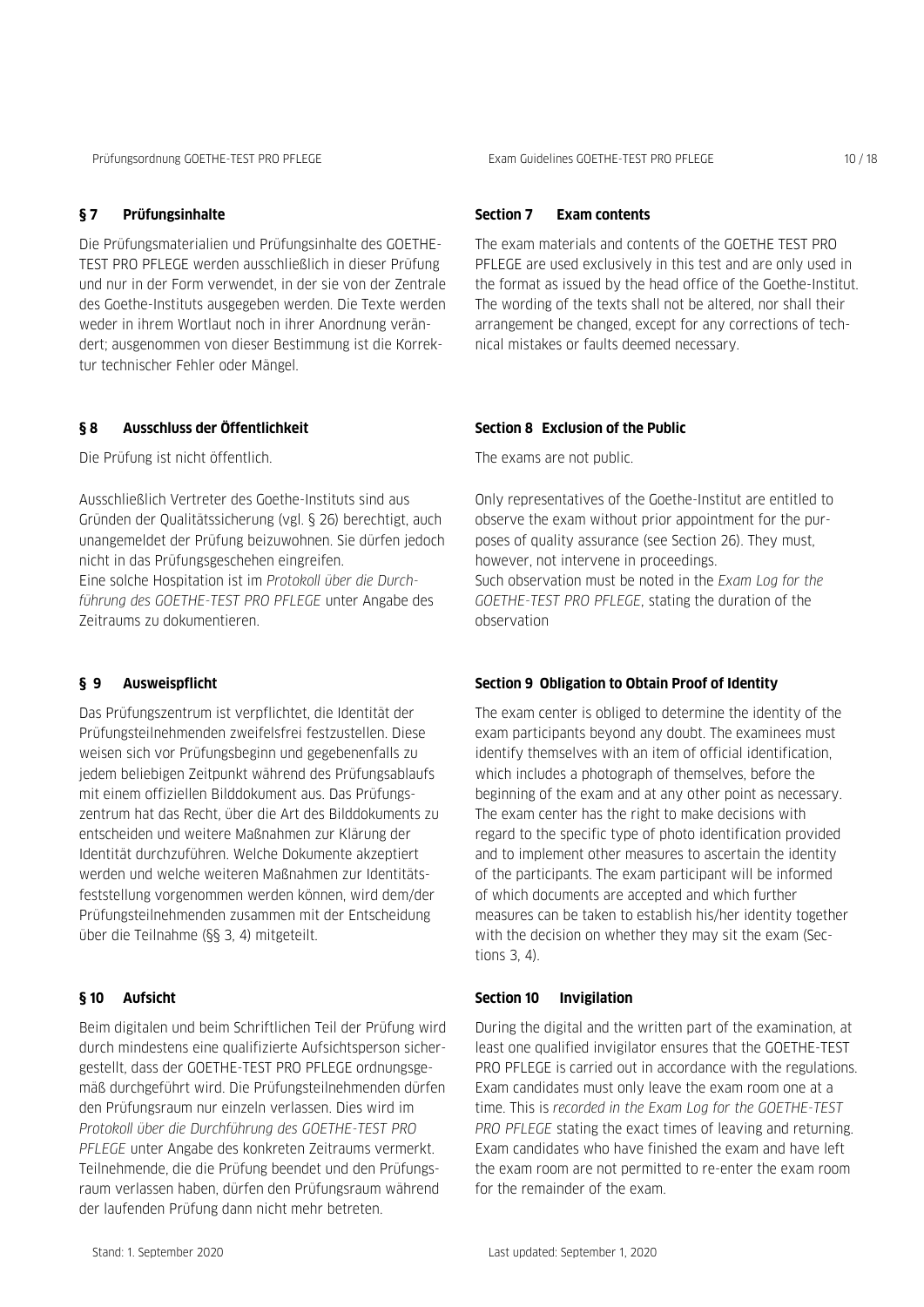## § 7 Prüfungsinhalte

Die Prüfungsmaterialien und Prüfungsinhalte des GOETHE-TEST PRO PFLEGE werden ausschließlich in dieser Prüfung und nur in der Form verwendet, in der sie von der Zentrale des Goethe-Instituts ausgegeben werden. Die Texte werden weder in ihrem Wortlaut noch in ihrer Anordnung verändert; ausgenommen von dieser Bestimmung ist die Korrektur technischer Fehler oder Mängel.

## § 8 Ausschluss der Öffentlichkeit

Die Prüfung ist nicht öffentlich.

Ausschließlich Vertreter des Goethe-Instituts sind aus Gründen der Qualitätssicherung (vgl. § 26) berechtigt, auch unangemeldet der Prüfung beizuwohnen. Sie dürfen jedoch nicht in das Prüfungsgeschehen eingreifen.
Eine solche Hospitation ist im *Protokoll über die Durchführung des GOETHE-TEST PRO PFLEGE* unter Angabe des Zeitraums zu dokumentieren.

## § 9 Ausweispflicht

Das Prüfungszentrum ist verpflichtet, die Identität der Prüfungsteilnehmenden zweifelsfrei festzustellen. Diese weisen sich vor Prüfungsbeginn und gegebenenfalls zu jedem beliebigen Zeitpunkt während des Prüfungsablaufs mit einem offiziellen Bilddokument aus. Das Prüfungszentrum hat das Recht, über die Art des Bilddokuments zu entscheiden und weitere Maßnahmen zur Klärung der Identität durchzuführen. Welche Dokumente akzeptiert werden und welche weiteren Maßnahmen zur Identitätsfeststellung vorgenommen werden können, wird dem/der Prüfungsteilnehmenden zusammen mit der Entscheidung über die Teilnahme (§§ 3, 4) mitgeteilt.

## § 10 Aufsicht

Beim digitalen und beim Schriftlichen Teil der Prüfung wird durch mindestens eine qualifizierte Aufsichtsperson sichergestellt, dass der GOETHE-TEST PRO PFLEGE ordnungsgemäß durchgeführt wird. Die Prüfungsteilnehmenden dürfen den Prüfungsraum nur einzeln verlassen. Dies wird im *Protokoll über die Durchführung des GOETHE-TEST PRO PFLEGE* unter Angabe des konkreten Zeitraums vermerkt. Teilnehmende, die die Prüfung beendet und den Prüfungsraum verlassen haben, dürfen den Prüfungsraum während der laufenden Prüfung dann nicht mehr betreten.

## Section 7 Exam contents

The exam materials and contents of the GOETHE TEST PRO PFLEGE are used exclusively in this test and are only used in the format as issued by the head office of the Goethe-Institut. The wording of the texts shall not be altered, nor shall their arrangement be changed, except for any corrections of technical mistakes or faults deemed necessary.

## Section 8 Exclusion of the Public

The exams are not public.

Only representatives of the Goethe-Institut are entitled to observe the exam without prior appointment for the purposes of quality assurance (see Section 26). They must, however, not intervene in proceedings.
Such observation must be noted in the *Exam Log for the GOETHE-TEST PRO PFLEGE*, stating the duration of the observation

## Section 9 Obligation to Obtain Proof of Identity

The exam center is obliged to determine the identity of the exam participants beyond any doubt. The examinees must identify themselves with an item of official identification, which includes a photograph of themselves, before the beginning of the exam and at any other point as necessary. The exam center has the right to make decisions with regard to the specific type of photo identification provided and to implement other measures to ascertain the identity of the participants. The exam participant will be informed of which documents are accepted and which further measures can be taken to establish his/her identity together with the decision on whether they may sit the exam (Sections 3, 4).

## Section 10 Invigilation

During the digital and the written part of the examination, at least one qualified invigilator ensures that the GOETHE-TEST PRO PFLEGE is carried out in accordance with the regulations. Exam candidates must only leave the exam room one at a time. This is *recorded in the Exam Log for the GOETHE-TEST PRO PFLEGE* stating the exact times of leaving and returning. Exam candidates who have finished the exam and have left the exam room are not permitted to re-enter the exam room for the remainder of the exam.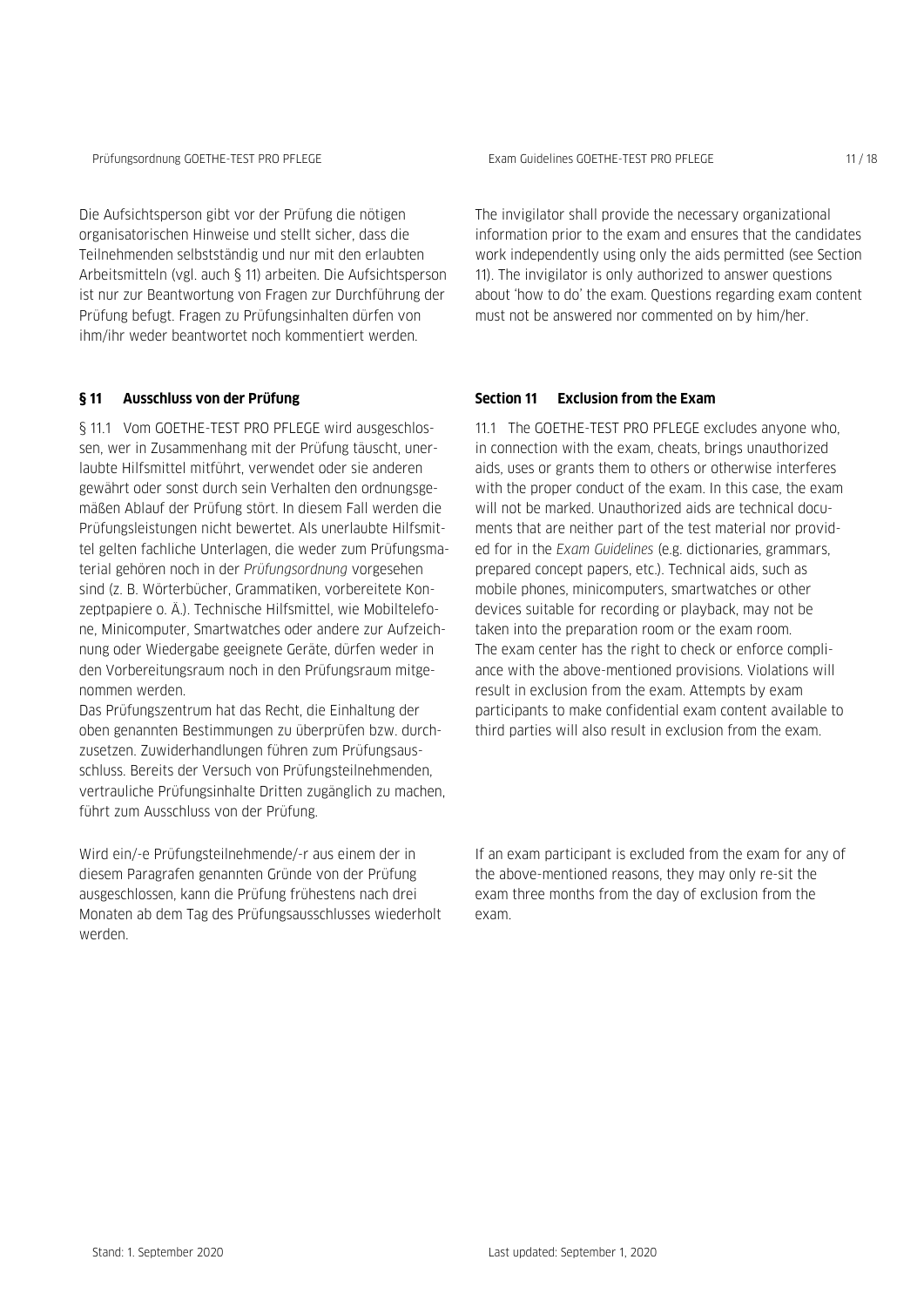Die Aufsichtsperson gibt vor der Prüfung die nötigen organisatorischen Hinweise und stellt sicher, dass die Teilnehmenden selbstständig und nur mit den erlaubten Arbeitsmitteln (vgl. auch § 11) arbeiten. Die Aufsichtsperson ist nur zur Beantwortung von Fragen zur Durchführung der Prüfung befugt. Fragen zu Prüfungsinhalten dürfen von ihm/ihr weder beantwortet noch kommentiert werden.

The invigilator shall provide the necessary organizational information prior to the exam and ensures that the candidates work independently using only the aids permitted (see Section 11). The invigilator is only authorized to answer questions about 'how to do' the exam. Questions regarding exam content must not be answered nor commented on by him/her.

## § 11 Ausschluss von der Prüfung

§ 11.1 Vom GOETHE-TEST PRO PFLEGE wird ausgeschlossen, wer in Zusammenhang mit der Prüfung täuscht, unerlaubte Hilfsmittel mitführt, verwendet oder sie anderen gewährt oder sonst durch sein Verhalten den ordnungsgemäßen Ablauf der Prüfung stört. In diesem Fall werden die Prüfungsleistungen nicht bewertet. Als unerlaubte Hilfsmittel gelten fachliche Unterlagen, die weder zum Prüfungsmaterial gehören noch in der *Prüfungsordnung* vorgesehen sind (z. B. Wörterbücher, Grammatiken, vorbereitete Konzeptpapiere o. Ä.). Technische Hilfsmittel, wie Mobiltelefone, Minicomputer, Smartwatches oder andere zur Aufzeichnung oder Wiedergabe geeignete Geräte, dürfen weder in den Vorbereitungsraum noch in den Prüfungsraum mitgenommen werden.

Das Prüfungszentrum hat das Recht, die Einhaltung der oben genannten Bestimmungen zu überprüfen bzw. durchzusetzen. Zuwiderhandlungen führen zum Prüfungsausschluss. Bereits der Versuch von Prüfungsteilnehmenden, vertrauliche Prüfungsinhalte Dritten zugänglich zu machen, führt zum Ausschluss von der Prüfung.

Wird ein/-e Prüfungsteilnehmende/-r aus einem der in diesem Paragrafen genannten Gründe von der Prüfung ausgeschlossen, kann die Prüfung frühestens nach drei Monaten ab dem Tag des Prüfungsausschlusses wiederholt werden.

## Section 11 Exclusion from the Exam

11.1 The GOETHE-TEST PRO PFLEGE excludes anyone who, in connection with the exam, cheats, brings unauthorized aids, uses or grants them to others or otherwise interferes with the proper conduct of the exam. In this case, the exam will not be marked. Unauthorized aids are technical documents that are neither part of the test material nor provided for in the *Exam Guidelines* (e.g. dictionaries, grammars, prepared concept papers, etc.). Technical aids, such as mobile phones, minicomputers, smartwatches or other devices suitable for recording or playback, may not be taken into the preparation room or the exam room.

The exam center has the right to check or enforce compliance with the above-mentioned provisions. Violations will result in exclusion from the exam. Attempts by exam participants to make confidential exam content available to third parties will also result in exclusion from the exam.

If an exam participant is excluded from the exam for any of the above-mentioned reasons, they may only re-sit the exam three months from the day of exclusion from the exam.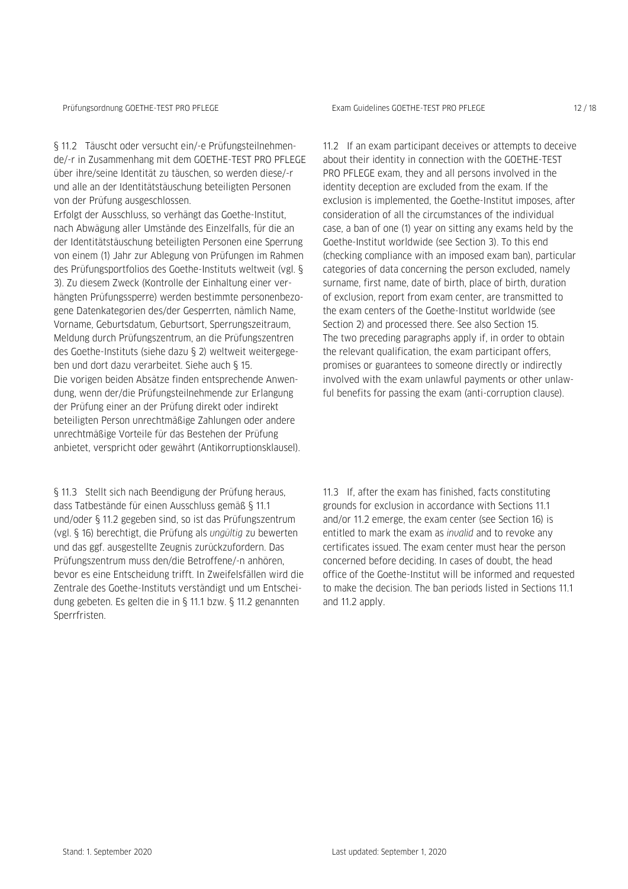§ 11.2 Täuscht oder versucht ein/-e Prüfungsteilnehmende/-r in Zusammenhang mit dem GOETHE-TEST PRO PFLEGE über ihre/seine Identität zu täuschen, so werden diese/-r und alle an der Identitätstäuschung beteiligten Personen von der Prüfung ausgeschlossen.
Erfolgt der Ausschluss, so verhängt das Goethe-Institut, nach Abwägung aller Umstände des Einzelfalls, für die an der Identitätstäuschung beteiligten Personen eine Sperrung von einem (1) Jahr zur Ablegung von Prüfungen im Rahmen des Prüfungsportfolios des Goethe-Instituts weltweit (vgl. § 3). Zu diesem Zweck (Kontrolle der Einhaltung einer verhängten Prüfungssperre) werden bestimmte personenbezogene Datenkategorien des/der Gesperrten, nämlich Name, Vorname, Geburtsdatum, Geburtsort, Sperrungszeitraum, Meldung durch Prüfungszentrum, an die Prüfungszentren des Goethe-Instituts (siehe dazu § 2) weltweit weitergegeben und dort dazu verarbeitet. Siehe auch § 15.
Die vorigen beiden Absätze finden entsprechende Anwendung, wenn der/die Prüfungsteilnehmende zur Erlangung der Prüfung einer an der Prüfung direkt oder indirekt beteiligten Person unrechtmäßige Zahlungen oder andere unrechtmäßige Vorteile für das Bestehen der Prüfung anbietet, verspricht oder gewährt (Antikorruptionsklausel).

§ 11.3 Stellt sich nach Beendigung der Prüfung heraus, dass Tatbestände für einen Ausschluss gemäß § 11.1 und/oder § 11.2 gegeben sind, so ist das Prüfungszentrum (vgl. § 16) berechtigt, die Prüfung als *ungültig* zu bewerten und das ggf. ausgestellte Zeugnis zurückzufordern. Das Prüfungszentrum muss den/die Betroffene/-n anhören, bevor es eine Entscheidung trifft. In Zweifelsfällen wird die Zentrale des Goethe-Instituts verständigt und um Entscheidung gebeten. Es gelten die in § 11.1 bzw. § 11.2 genannten Sperrfristen.

11.2 If an exam participant deceives or attempts to deceive about their identity in connection with the GOETHE-TEST PRO PFLEGE exam, they and all persons involved in the identity deception are excluded from the exam. If the exclusion is implemented, the Goethe-Institut imposes, after consideration of all the circumstances of the individual case, a ban of one (1) year on sitting any exams held by the Goethe-Institut worldwide (see Section 3). To this end (checking compliance with an imposed exam ban), particular categories of data concerning the person excluded, namely surname, first name, date of birth, place of birth, duration of exclusion, report from exam center, are transmitted to the exam centers of the Goethe-Institut worldwide (see Section 2) and processed there. See also Section 15.
The two preceding paragraphs apply if, in order to obtain the relevant qualification, the exam participant offers, promises or guarantees to someone directly or indirectly involved with the exam unlawful payments or other unlawful benefits for passing the exam (anti-corruption clause).

11.3 If, after the exam has finished, facts constituting grounds for exclusion in accordance with Sections 11.1 and/or 11.2 emerge, the exam center (see Section 16) is entitled to mark the exam as *invalid* and to revoke any certificates issued. The exam center must hear the person concerned before deciding. In cases of doubt, the head office of the Goethe-Institut will be informed and requested to make the decision. The ban periods listed in Sections 11.1 and 11.2 apply.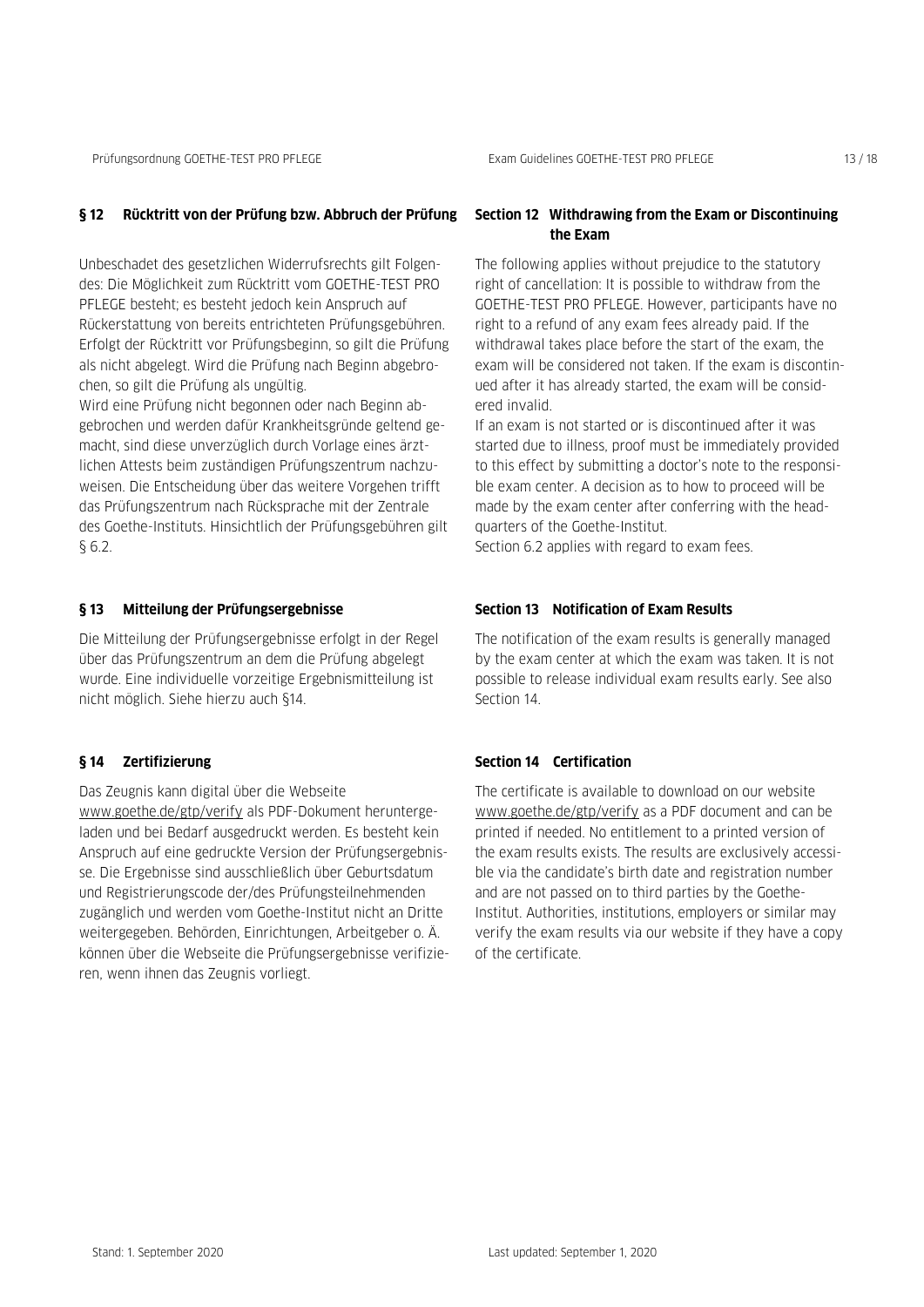## § 12 Rücktritt von der Prüfung bzw. Abbruch der Prüfung

Unbeschadet des gesetzlichen Widerrufsrechts gilt Folgendes: Die Möglichkeit zum Rücktritt vom GOETHE-TEST PRO PFLEGE besteht; es besteht jedoch kein Anspruch auf Rückerstattung von bereits entrichteten Prüfungsgebühren. Erfolgt der Rücktritt vor Prüfungsbeginn, so gilt die Prüfung als nicht abgelegt. Wird die Prüfung nach Beginn abgebrochen, so gilt die Prüfung als ungültig.

Wird eine Prüfung nicht begonnen oder nach Beginn abgebrochen und werden dafür Krankheitsgründe geltend gemacht, sind diese unverzüglich durch Vorlage eines ärztlichen Attests beim zuständigen Prüfungszentrum nachzuweisen. Die Entscheidung über das weitere Vorgehen trifft das Prüfungszentrum nach Rücksprache mit der Zentrale des Goethe-Instituts. Hinsichtlich der Prüfungsgebühren gilt § 6.2.

## Section 12 Withdrawing from the Exam or Discontinuing the Exam

The following applies without prejudice to the statutory right of cancellation: It is possible to withdraw from the GOETHE-TEST PRO PFLEGE. However, participants have no right to a refund of any exam fees already paid. If the withdrawal takes place before the start of the exam, the exam will be considered not taken. If the exam is discontinued after it has already started, the exam will be considered invalid.

If an exam is not started or is discontinued after it was started due to illness, proof must be immediately provided to this effect by submitting a doctor's note to the responsible exam center. A decision as to how to proceed will be made by the exam center after conferring with the headquarters of the Goethe-Institut.

Section 6.2 applies with regard to exam fees.

## § 13 Mitteilung der Prüfungsergebnisse

Die Mitteilung der Prüfungsergebnisse erfolgt in der Regel über das Prüfungszentrum an dem die Prüfung abgelegt wurde. Eine individuelle vorzeitige Ergebnismitteilung ist nicht möglich. Siehe hierzu auch §14.

## Section 13 Notification of Exam Results

The notification of the exam results is generally managed by the exam center at which the exam was taken. It is not possible to release individual exam results early. See also Section 14.

## § 14 Zertifizierung

Das Zeugnis kann digital über die Webseite www.goethe.de/gtp/verify als PDF-Dokument heruntergeladen und bei Bedarf ausgedruckt werden. Es besteht kein Anspruch auf eine gedruckte Version der Prüfungsergebnisse. Die Ergebnisse sind ausschließlich über Geburtsdatum und Registrierungscode der/des Prüfungsteilnehmenden zugänglich und werden vom Goethe-Institut nicht an Dritte weitergegeben. Behörden, Einrichtungen, Arbeitgeber o. Ä. können über die Webseite die Prüfungsergebnisse verifizieren, wenn ihnen das Zeugnis vorliegt.

## Section 14 Certification

The certificate is available to download on our website www.goethe.de/gtp/verify as a PDF document and can be printed if needed. No entitlement to a printed version of the exam results exists. The results are exclusively accessible via the candidate's birth date and registration number and are not passed on to third parties by the Goethe-Institut. Authorities, institutions, employers or similar may verify the exam results via our website if they have a copy of the certificate.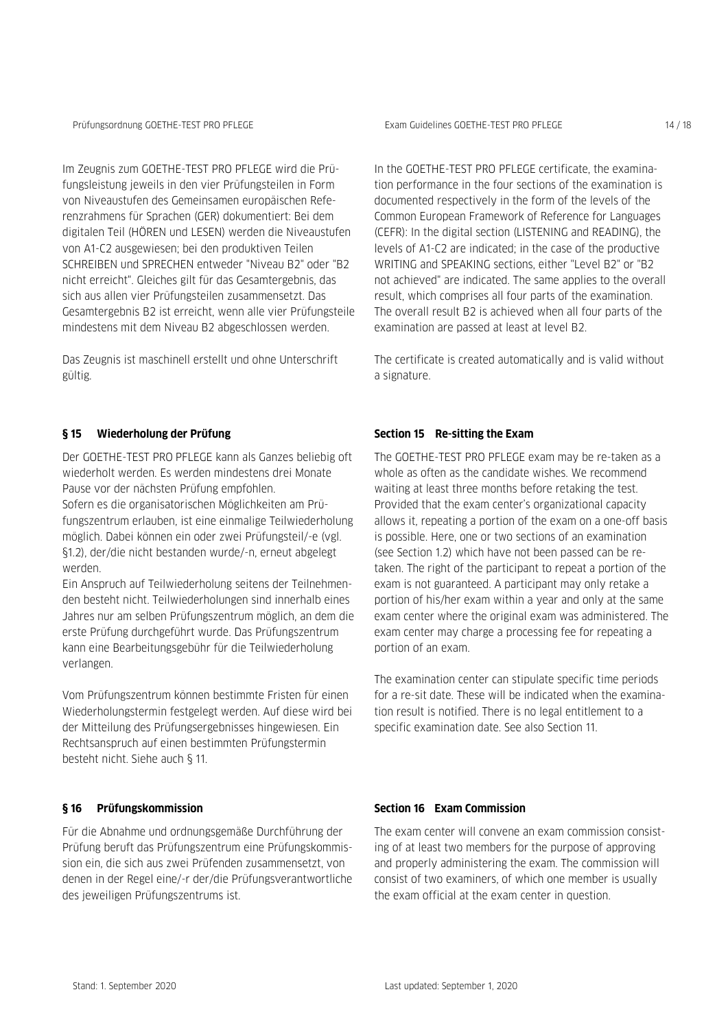Im Zeugnis zum GOETHE-TEST PRO PFLEGE wird die Prüfungsleistung jeweils in den vier Prüfungsteilen in Form von Niveaustufen des Gemeinsamen europäischen Referenzrahmens für Sprachen (GER) dokumentiert: Bei dem digitalen Teil (HÖREN und LESEN) werden die Niveaustufen von A1-C2 ausgewiesen; bei den produktiven Teilen SCHREIBEN und SPRECHEN entweder "Niveau B2" oder "B2 nicht erreicht". Gleiches gilt für das Gesamtergebnis, das sich aus allen vier Prüfungsteilen zusammensetzt. Das Gesamtergebnis B2 ist erreicht, wenn alle vier Prüfungsteile mindestens mit dem Niveau B2 abgeschlossen werden.

Das Zeugnis ist maschinell erstellt und ohne Unterschrift gültig.

In the GOETHE-TEST PRO PFLEGE certificate, the examination performance in the four sections of the examination is documented respectively in the form of the levels of the Common European Framework of Reference for Languages (CEFR): In the digital section (LISTENING and READING), the levels of A1-C2 are indicated; in the case of the productive WRITING and SPEAKING sections, either "Level B2" or "B2 not achieved" are indicated. The same applies to the overall result, which comprises all four parts of the examination. The overall result B2 is achieved when all four parts of the examination are passed at least at level B2.

The certificate is created automatically and is valid without a signature.

## § 15 Wiederholung der Prüfung

Der GOETHE-TEST PRO PFLEGE kann als Ganzes beliebig oft wiederholt werden. Es werden mindestens drei Monate Pause vor der nächsten Prüfung empfohlen.
Sofern es die organisatorischen Möglichkeiten am Prüfungszentrum erlauben, ist eine einmalige Teilwiederholung möglich. Dabei können ein oder zwei Prüfungsteil/-e (vgl. §1.2), der/die nicht bestanden wurde/-n, erneut abgelegt werden.
Ein Anspruch auf Teilwiederholung seitens der Teilnehmenden besteht nicht. Teilwiederholungen sind innerhalb eines Jahres nur am selben Prüfungszentrum möglich, an dem die erste Prüfung durchgeführt wurde. Das Prüfungszentrum kann eine Bearbeitungsgebühr für die Teilwiederholung verlangen.

Vom Prüfungszentrum können bestimmte Fristen für einen Wiederholungstermin festgelegt werden. Auf diese wird bei der Mitteilung des Prüfungsergebnisses hingewiesen. Ein Rechtsanspruch auf einen bestimmten Prüfungstermin besteht nicht. Siehe auch § 11.

## Section 15 Re-sitting the Exam

The GOETHE-TEST PRO PFLEGE exam may be re-taken as a whole as often as the candidate wishes. We recommend waiting at least three months before retaking the test. Provided that the exam center's organizational capacity allows it, repeating a portion of the exam on a one-off basis is possible. Here, one or two sections of an examination (see Section 1.2) which have not been passed can be re-taken. The right of the participant to repeat a portion of the exam is not guaranteed. A participant may only retake a portion of his/her exam within a year and only at the same exam center where the original exam was administered. The exam center may charge a processing fee for repeating a portion of an exam.

The examination center can stipulate specific time periods for a re-sit date. These will be indicated when the examination result is notified. There is no legal entitlement to a specific examination date. See also Section 11.

## § 16 Prüfungskommission

Für die Abnahme und ordnungsgemäße Durchführung der Prüfung beruft das Prüfungszentrum eine Prüfungskommission ein, die sich aus zwei Prüfenden zusammensetzt, von denen in der Regel eine/-r der/die Prüfungsverantwortliche des jeweiligen Prüfungszentrums ist.

## Section 16 Exam Commission

The exam center will convene an exam commission consisting of at least two members for the purpose of approving and properly administering the exam. The commission will consist of two examiners, of which one member is usually the exam official at the exam center in question.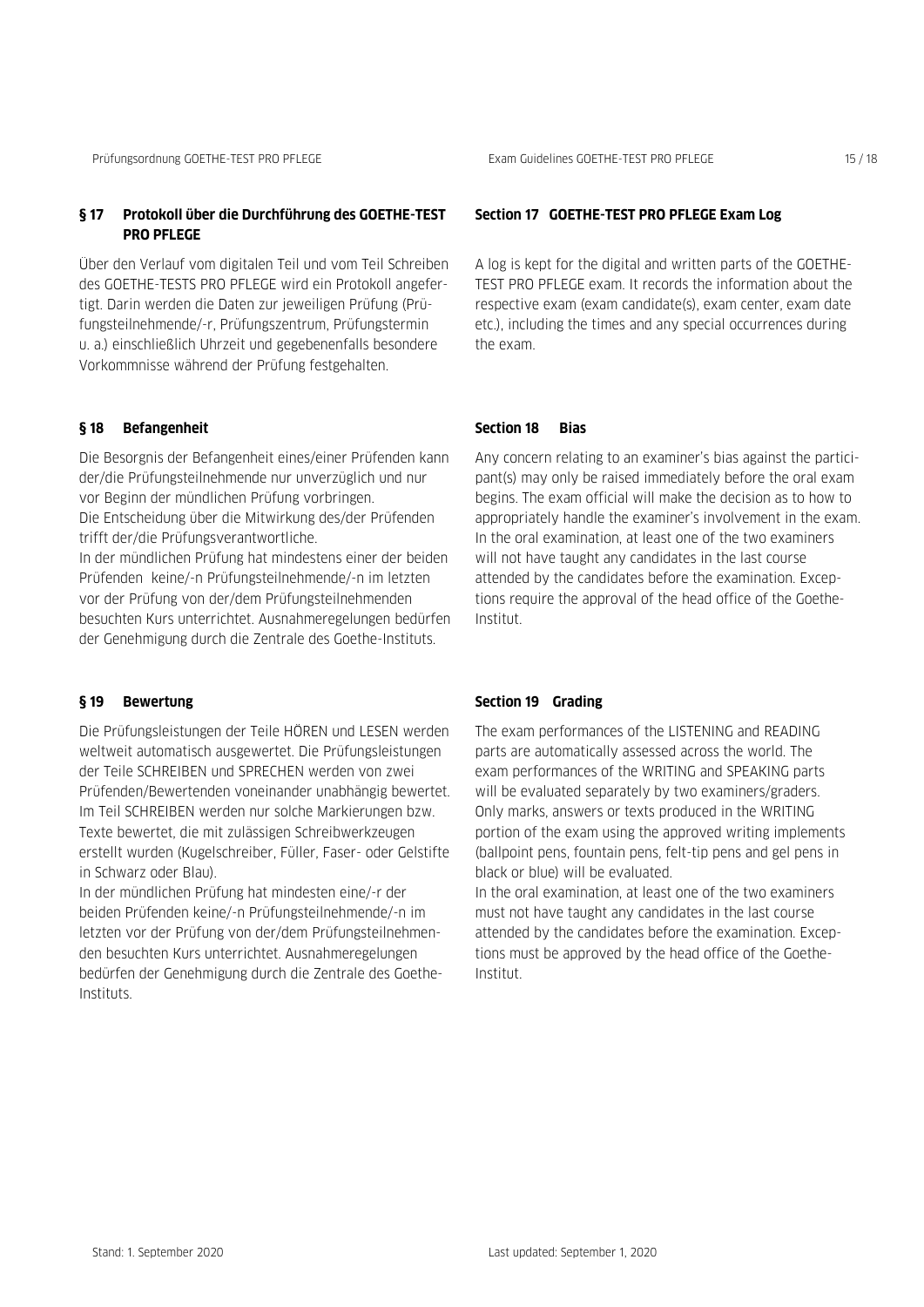## § 17 Protokoll über die Durchführung des GOETHE-TEST PRO PFLEGE

Über den Verlauf vom digitalen Teil und vom Teil Schreiben des GOETHE-TESTS PRO PFLEGE wird ein Protokoll angefertigt. Darin werden die Daten zur jeweiligen Prüfung (Prüfungsteilnehmende/-r, Prüfungszentrum, Prüfungstermin u. a.) einschließlich Uhrzeit und gegebenenfalls besondere Vorkommnisse während der Prüfung festgehalten.

## § 18 Befangenheit

Die Besorgnis der Befangenheit eines/einer Prüfenden kann der/die Prüfungsteilnehmende nur unverzüglich und nur vor Beginn der mündlichen Prüfung vorbringen.
Die Entscheidung über die Mitwirkung des/der Prüfenden trifft der/die Prüfungsverantwortliche.
In der mündlichen Prüfung hat mindestens einer der beiden Prüfenden keine/-n Prüfungsteilnehmende/-n im letzten vor der Prüfung von der/dem Prüfungsteilnehmenden besuchten Kurs unterrichtet. Ausnahmeregelungen bedürfen der Genehmigung durch die Zentrale des Goethe-Instituts.

## § 19 Bewertung

Die Prüfungsleistungen der Teile HÖREN und LESEN werden weltweit automatisch ausgewertet. Die Prüfungsleistungen der Teile SCHREIBEN und SPRECHEN werden von zwei Prüfenden/Bewertenden voneinander unabhängig bewertet. Im Teil SCHREIBEN werden nur solche Markierungen bzw. Texte bewertet, die mit zulässigen Schreibwerkzeugen erstellt wurden (Kugelschreiber, Füller, Faser- oder Gelstifte in Schwarz oder Blau).
In der mündlichen Prüfung hat mindesten eine/-r der beiden Prüfenden keine/-n Prüfungsteilnehmende/-n im letzten vor der Prüfung von der/dem Prüfungsteilnehmenden besuchten Kurs unterrichtet. Ausnahmeregelungen bedürfen der Genehmigung durch die Zentrale des Goethe-Instituts.

## Section 17 GOETHE-TEST PRO PFLEGE Exam Log

A log is kept for the digital and written parts of the GOETHE-TEST PRO PFLEGE exam. It records the information about the respective exam (exam candidate(s), exam center, exam date etc.), including the times and any special occurrences during the exam.

## Section 18 Bias

Any concern relating to an examiner's bias against the participant(s) may only be raised immediately before the oral exam begins. The exam official will make the decision as to how to appropriately handle the examiner's involvement in the exam.
In the oral examination, at least one of the two examiners will not have taught any candidates in the last course attended by the candidates before the examination. Exceptions require the approval of the head office of the Goethe-Institut.

## Section 19 Grading

The exam performances of the LISTENING and READING parts are automatically assessed across the world. The exam performances of the WRITING and SPEAKING parts will be evaluated separately by two examiners/graders. Only marks, answers or texts produced in the WRITING portion of the exam using the approved writing implements (ballpoint pens, fountain pens, felt-tip pens and gel pens in black or blue) will be evaluated.
In the oral examination, at least one of the two examiners must not have taught any candidates in the last course attended by the candidates before the examination. Exceptions must be approved by the head office of the Goethe-Institut.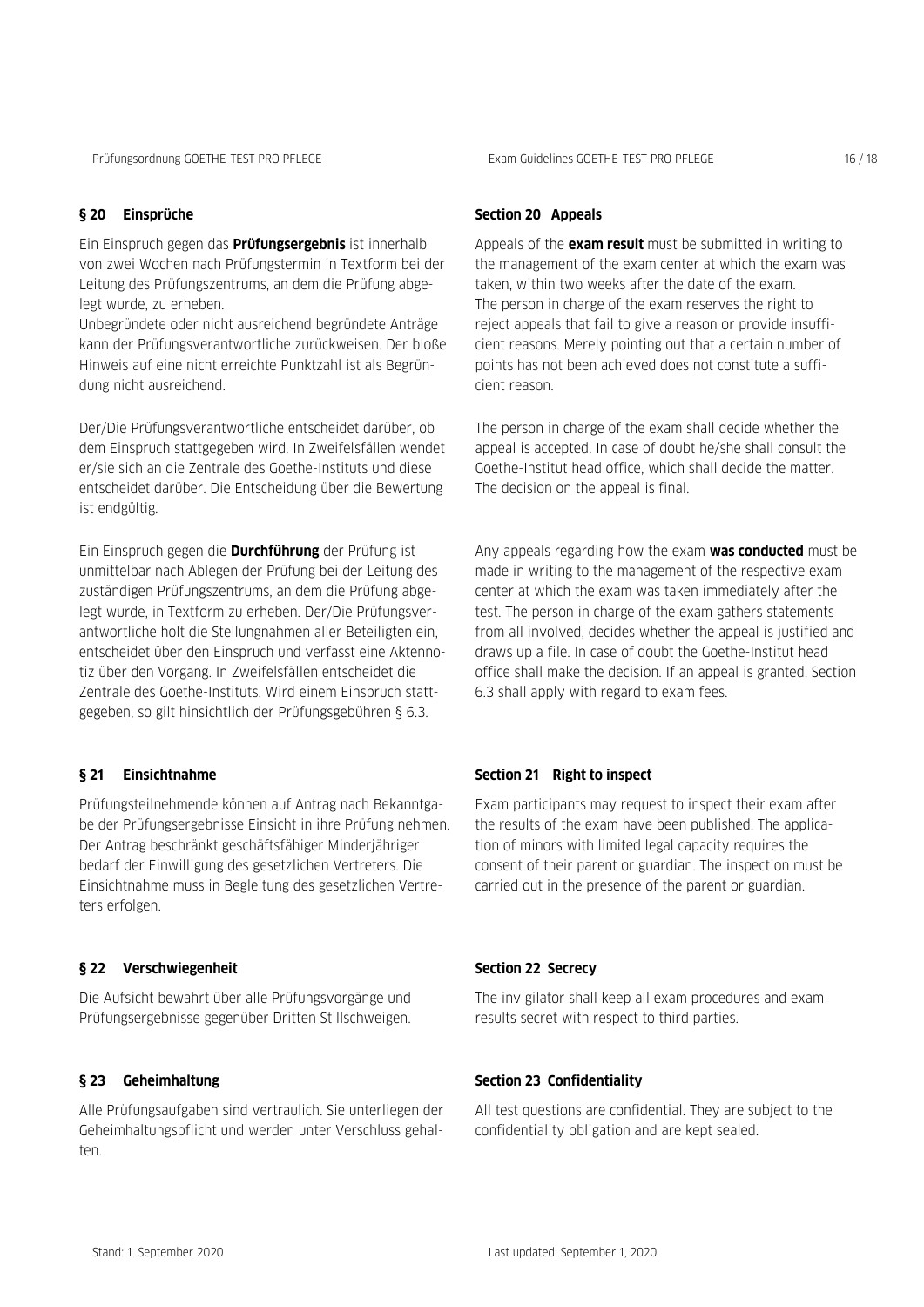## § 20 Einsprüche

Ein Einspruch gegen das **Prüfungsergebnis** ist innerhalb von zwei Wochen nach Prüfungstermin in Textform bei der Leitung des Prüfungszentrums, an dem die Prüfung abgelegt wurde, zu erheben.
Unbegründete oder nicht ausreichend begründete Anträge kann der Prüfungsverantwortliche zurückweisen. Der bloße Hinweis auf eine nicht erreichte Punktzahl ist als Begründung nicht ausreichend.

Der/Die Prüfungsverantwortliche entscheidet darüber, ob dem Einspruch stattgegeben wird. In Zweifelsfällen wendet er/sie sich an die Zentrale des Goethe-Instituts und diese entscheidet darüber. Die Entscheidung über die Bewertung ist endgültig.

Ein Einspruch gegen die **Durchführung** der Prüfung ist unmittelbar nach Ablegen der Prüfung bei der Leitung des zuständigen Prüfungszentrums, an dem die Prüfung abgelegt wurde, in Textform zu erheben. Der/Die Prüfungsverantwortliche holt die Stellungnahmen aller Beteiligten ein, entscheidet über den Einspruch und verfasst eine Aktennotiz über den Vorgang. In Zweifelsfällen entscheidet die Zentrale des Goethe-Instituts. Wird einem Einspruch stattgegeben, so gilt hinsichtlich der Prüfungsgebühren § 6.3.

## § 21 Einsichtnahme

Prüfungsteilnehmende können auf Antrag nach Bekanntgabe der Prüfungsergebnisse Einsicht in ihre Prüfung nehmen. Der Antrag beschränkt geschäftsfähiger Minderjähriger bedarf der Einwilligung des gesetzlichen Vertreters. Die Einsichtnahme muss in Begleitung des gesetzlichen Vertreters erfolgen.

## § 22 Verschwiegenheit

Die Aufsicht bewahrt über alle Prüfungsvorgänge und Prüfungsergebnisse gegenüber Dritten Stillschweigen.

## § 23 Geheimhaltung

Alle Prüfungsaufgaben sind vertraulich. Sie unterliegen der Geheimhaltungspflicht und werden unter Verschluss gehalten.

## Section 20 Appeals

Appeals of the **exam result** must be submitted in writing to the management of the exam center at which the exam was taken, within two weeks after the date of the exam.
The person in charge of the exam reserves the right to reject appeals that fail to give a reason or provide insufficient reasons. Merely pointing out that a certain number of points has not been achieved does not constitute a sufficient reason.

The person in charge of the exam shall decide whether the appeal is accepted. In case of doubt he/she shall consult the Goethe-Institut head office, which shall decide the matter. The decision on the appeal is final.

Any appeals regarding how the exam **was conducted** must be made in writing to the management of the respective exam center at which the exam was taken immediately after the test. The person in charge of the exam gathers statements from all involved, decides whether the appeal is justified and draws up a file. In case of doubt the Goethe-Institut head office shall make the decision. If an appeal is granted, Section 6.3 shall apply with regard to exam fees.

## Section 21 Right to inspect

Exam participants may request to inspect their exam after the results of the exam have been published. The application of minors with limited legal capacity requires the consent of their parent or guardian. The inspection must be carried out in the presence of the parent or guardian.

## Section 22 Secrecy

The invigilator shall keep all exam procedures and exam results secret with respect to third parties.

## Section 23 Confidentiality

All test questions are confidential. They are subject to the confidentiality obligation and are kept sealed.

Stand: 1. September 2020

Last updated: September 1, 2020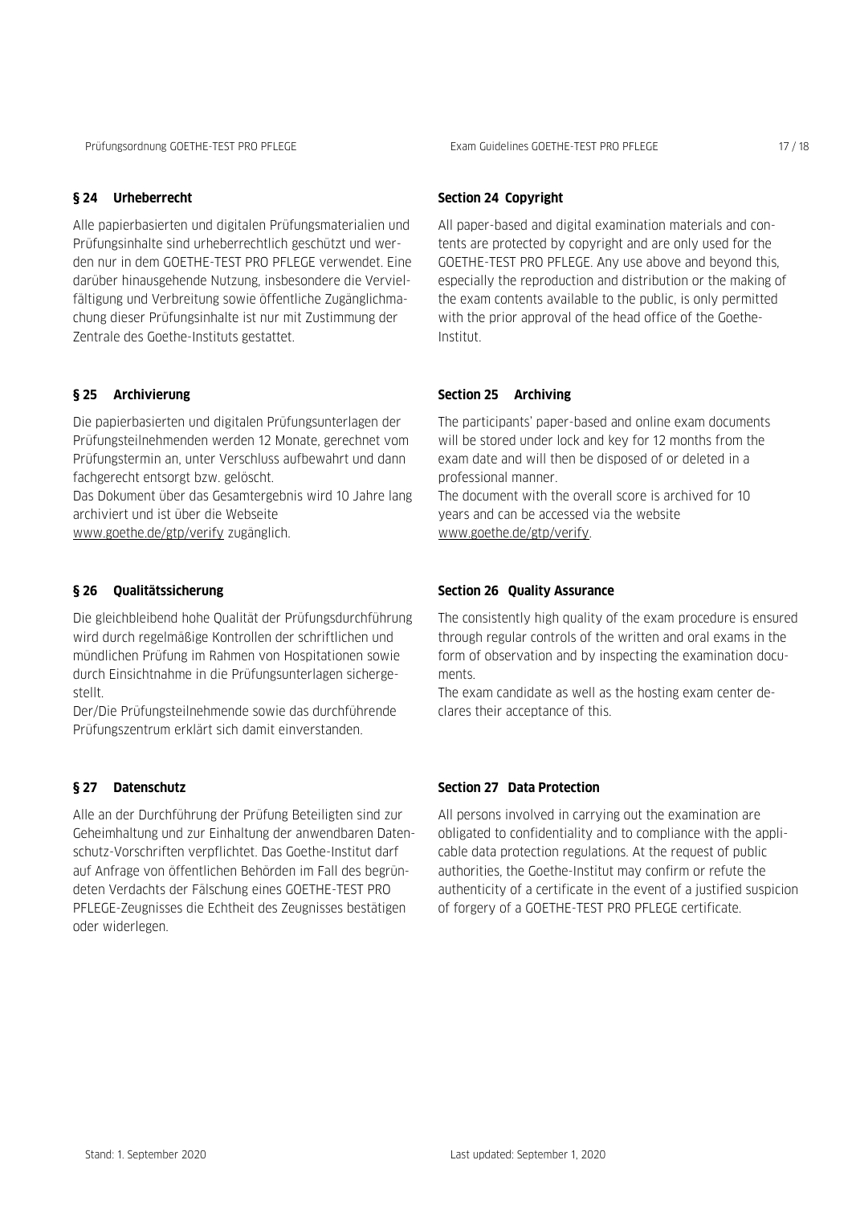## § 24 Urheberrecht

Alle papierbasierten und digitalen Prüfungsmaterialien und Prüfungsinhalte sind urheberrechtlich geschützt und werden nur in dem GOETHE-TEST PRO PFLEGE verwendet. Eine darüber hinausgehende Nutzung, insbesondere die Vervielfältigung und Verbreitung sowie öffentliche Zugänglichmachung dieser Prüfungsinhalte ist nur mit Zustimmung der Zentrale des Goethe-Instituts gestattet.

## Section 24 Copyright

All paper-based and digital examination materials and contents are protected by copyright and are only used for the GOETHE-TEST PRO PFLEGE. Any use above and beyond this, especially the reproduction and distribution or the making of the exam contents available to the public, is only permitted with the prior approval of the head office of the Goethe-Institut.

## § 25 Archivierung

Die papierbasierten und digitalen Prüfungsunterlagen der Prüfungsteilnehmenden werden 12 Monate, gerechnet vom Prüfungstermin an, unter Verschluss aufbewahrt und dann fachgerecht entsorgt bzw. gelöscht.
Das Dokument über das Gesamtergebnis wird 10 Jahre lang archiviert und ist über die Webseite www.goethe.de/gtp/verify zugänglich.

## Section 25 Archiving

The participants' paper-based and online exam documents will be stored under lock and key for 12 months from the exam date and will then be disposed of or deleted in a professional manner.
The document with the overall score is archived for 10 years and can be accessed via the website www.goethe.de/gtp/verify.

## § 26 Qualitätssicherung

Die gleichbleibend hohe Qualität der Prüfungsdurchführung wird durch regelmäßige Kontrollen der schriftlichen und mündlichen Prüfung im Rahmen von Hospitationen sowie durch Einsichtnahme in die Prüfungsunterlagen sichergestellt.
Der/Die Prüfungsteilnehmende sowie das durchführende Prüfungszentrum erklärt sich damit einverstanden.

## Section 26 Quality Assurance

The consistently high quality of the exam procedure is ensured through regular controls of the written and oral exams in the form of observation and by inspecting the examination documents.
The exam candidate as well as the hosting exam center declares their acceptance of this.

## § 27 Datenschutz

Alle an der Durchführung der Prüfung Beteiligten sind zur Geheimhaltung und zur Einhaltung der anwendbaren Datenschutz-Vorschriften verpflichtet. Das Goethe-Institut darf auf Anfrage von öffentlichen Behörden im Fall des begründeten Verdachts der Fälschung eines GOETHE-TEST PRO PFLEGE-Zeugnisses die Echtheit des Zeugnisses bestätigen oder widerlegen.

## Section 27 Data Protection

All persons involved in carrying out the examination are obligated to confidentiality and to compliance with the applicable data protection regulations. At the request of public authorities, the Goethe-Institut may confirm or refute the authenticity of a certificate in the event of a justified suspicion of forgery of a GOETHE-TEST PRO PFLEGE certificate.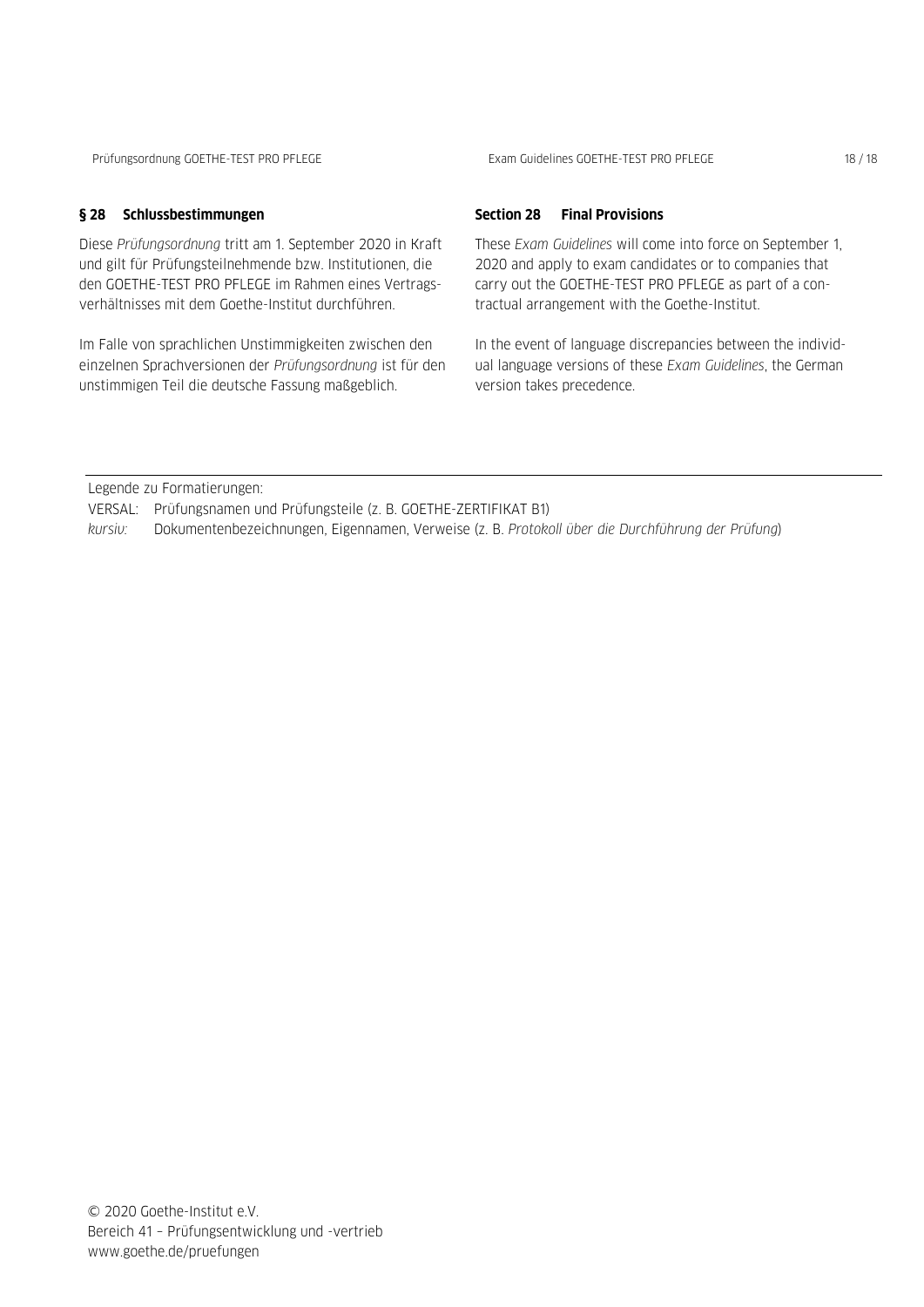## § 28 Schlussbestimmungen

Diese *Prüfungsordnung* tritt am 1. September 2020 in Kraft und gilt für Prüfungsteilnehmende bzw. Institutionen, die den GOETHE-TEST PRO PFLEGE im Rahmen eines Vertragsverhältnisses mit dem Goethe-Institut durchführen.

Im Falle von sprachlichen Unstimmigkeiten zwischen den einzelnen Sprachversionen der *Prüfungsordnung* ist für den unstimmigen Teil die deutsche Fassung maßgeblich.

## Section 28 Final Provisions

These *Exam Guidelines* will come into force on September 1, 2020 and apply to exam candidates or to companies that carry out the GOETHE-TEST PRO PFLEGE as part of a contractual arrangement with the Goethe-Institut.

In the event of language discrepancies between the individual language versions of these *Exam Guidelines*, the German version takes precedence.

---

Legende zu Formatierungen:

VERSAL: Prüfungsnamen und Prüfungsteile (z. B. GOETHE-ZERTIFIKAT B1)

*kursiv:* Dokumentenbezeichnungen, Eigennamen, Verweise (z. B. *Protokoll über die Durchführung der Prüfung*)

© 2020 Goethe-Institut e.V.
Bereich 41 – Prüfungsentwicklung und -vertrieb
www.goethe.de/pruefungen